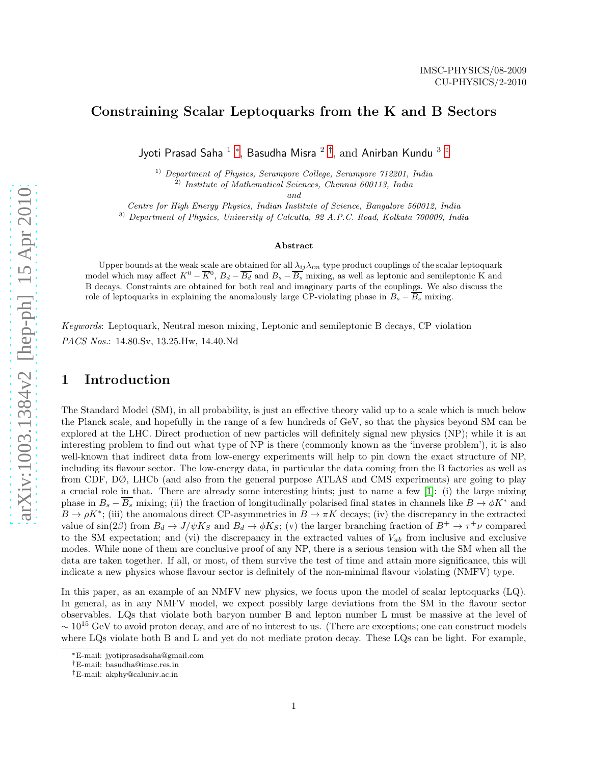IMSC-PHYSICS/08-2009
CU-PHYSICS/2-2010

# Constraining Scalar Leptoquarks from the K and B Sectors

Jyoti Prasad Saha [1] [*], Basudha Misra [2] [†], and Anirban Kundu [3] [‡]

[1)] *Department of Physics, Serampore College, Serampore 712201, India*
[2)] *Institute of Mathematical Sciences, Chennai 600113, India*
*and*
*Centre for High Energy Physics, Indian Institute of Science, Bangalore 560012, India*
[3)] *Department of Physics, University of Calcutta, 92 A.P.C. Road, Kolkata 700009, India*

### Abstract

Upper bounds at the weak scale are obtained for all $\lambda_{ij}\lambda_{im}$ type product couplings of the scalar leptoquark model which may affect $K^0-\overline{K}^0$, $B_d-\overline{B_d}$ and $B_s-\overline{B_s}$ mixing, as well as leptonic and semileptonic K and B decays. Constraints are obtained for both real and imaginary parts of the couplings. We also discuss the role of leptoquarks in explaining the anomalously large CP-violating phase in $B_s-\overline{B_s}$ mixing.

*Keywords*: Leptoquark, Neutral meson mixing, Leptonic and semileptonic B decays, CP violation
*PACS Nos.*: 14.80.Sv, 13.25.Hw, 14.40.Nd

## 1 Introduction

The Standard Model (SM), in all probability, is just an effective theory valid up to a scale which is much below the Planck scale, and hopefully in the range of a few hundreds of GeV, so that the physics beyond SM can be explored at the LHC. Direct production of new particles will definitely signal new physics (NP); while it is an interesting problem to find out what type of NP is there (commonly known as the 'inverse problem'), it is also well-known that indirect data from low-energy experiments will help to pin down the exact structure of NP, including its flavour sector. The low-energy data, in particular the data coming from the B factories as well as from CDF, DØ, LHCb (and also from the general purpose ATLAS and CMS experiments) are going to play a crucial role in that. There are already some interesting hints; just to name a few [1]: (i) the large mixing phase in $B_s-\overline{B_s}$ mixing; (ii) the fraction of longitudinally polarised final states in channels like $B\to\phi K^*$ and $B\to\rho K^*$; (iii) the anomalous direct CP-asymmetries in $B\to\pi K$ decays; (iv) the discrepancy in the extracted value of $\sin(2\beta)$ from $B_d\to J/\psi K_S$ and $B_d\to\phi K_S$; (v) the larger branching fraction of $B^+\to\tau^+\nu$ compared to the SM expectation; and (vi) the discrepancy in the extracted values of $V_{ub}$ from inclusive and exclusive modes. While none of them are conclusive proof of any NP, there is a serious tension with the SM when all the data are taken together. If all, or most, of them survive the test of time and attain more significance, this will indicate a new physics whose flavour sector is definitely of the non-minimal flavour violating (NMFV) type.

In this paper, as an example of an NMFV new physics, we focus upon the model of scalar leptoquarks (LQ). In general, as in any NMFV model, we expect possibly large deviations from the SM in the flavour sector observables. LQs that violate both baryon number B and lepton number L must be massive at the level of $\sim 10^{15}$ GeV to avoid proton decay, and are of no interest to us. (There are exceptions; one can construct models where LQs violate both B and L and yet do not mediate proton decay. These LQs can be light. For example,

*E-mail: jyotiprasadsaha@gmail.com
†E-mail: basudha@imsc.res.in
‡E-mail: akphy@caluniv.ac.in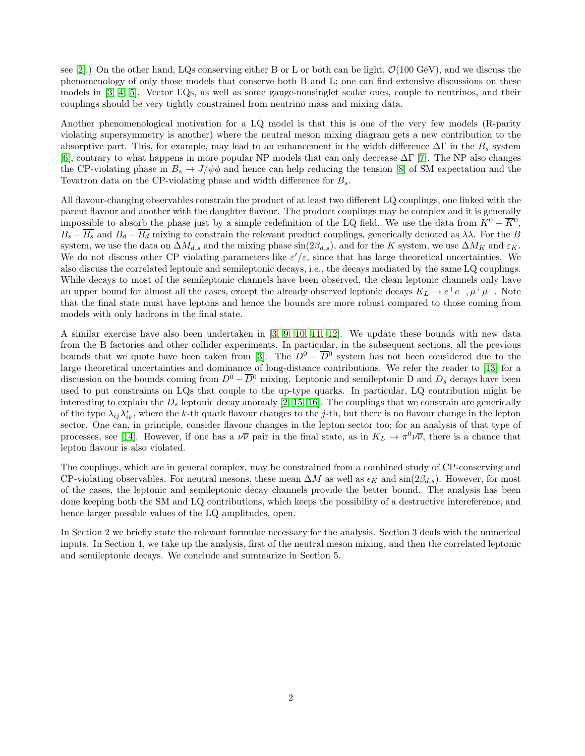see [2].) On the other hand, LQs conserving either B or L or both can be light, $\mathcal{O}(100 \text{ GeV})$, and we discuss the phenomenology of only those models that conserve both B and L; one can find extensive discussions on these models in [3, 4, 5]. Vector LQs, as well as some gauge-nonsinglet scalar ones, couple to neutrinos, and their couplings should be very tightly constrained from neutrino mass and mixing data.

Another phenomenological motivation for a LQ model is that this is one of the very few models (R-parity violating supersymmetry is another) where the neutral meson mixing diagram gets a new contribution to the absorptive part. This, for example, may lead to an enhancement in the width difference $\Delta\Gamma$ in the $B_s$ system [6], contrary to what happens in more popular NP models that can only decrease $\Delta\Gamma$ [7]. The NP also changes the CP-violating phase in $B_s \to J/\psi\phi$ and hence can help reducing the tension [8] of SM expectation and the Tevatron data on the CP-violating phase and width difference for $B_s$.

All flavour-changing observables constrain the product of at least two different LQ couplings, one linked with the parent flavour and another with the daughter flavour. The product couplings may be complex and it is generally impossible to absorb the phase just by a simple redefinition of the LQ field. We use the data from $K^0 - \overline{K}^0$, $B_s - \overline{B_s}$ and $B_d - \overline{B_d}$ mixing to constrain the relevant product couplings, generically denoted as $\lambda\lambda$. For the $B$ system, we use the data on $\Delta M_{d,s}$ and the mixing phase $\sin(2\beta_{d,s})$, and for the $K$ system, we use $\Delta M_K$ and $\varepsilon_K$. We do not discuss other CP violating parameters like $\varepsilon'/\varepsilon$, since that has large theoretical uncertainties. We also discuss the correlated leptonic and semileptonic decays, i.e., the decays mediated by the same LQ couplings. While decays to most of the semileptonic channels have been observed, the clean leptonic channels only have an upper bound for almost all the cases, except the already observed leptonic decays $K_L \to e^+e^-, \mu^+\mu^-$. Note that the final state must have leptons and hence the bounds are more robust compared to those coming from models with only hadrons in the final state.

A similar exercise have also been undertaken in [3, 9, 10, 11, 12]. We update these bounds with new data from the B factories and other collider experiments. In particular, in the subsequent sections, all the previous bounds that we quote have been taken from [3]. The $D^0 - \overline{D}^0$ system has not been considered due to the large theoretical uncertainties and dominance of long-distance contributions. We refer the reader to [13] for a discussion on the bounds coming from $D^0 - \overline{D}^0$ mixing. Leptonic and semileptonic D and $D_s$ decays have been used to put constraints on LQs that couple to the up-type quarks. In particular, LQ contribution might be interesting to explain the $D_s$ leptonic decay anomaly [2, 15, 16]. The couplings that we constrain are generically of the type $\lambda_{ij}\lambda^*_{ik}$, where the $k$-th quark flavour changes to the $j$-th, but there is no flavour change in the lepton sector. One can, in principle, consider flavour changes in the lepton sector too; for an analysis of that type of processes, see [14]. However, if one has a $\nu\overline{\nu}$ pair in the final state, as in $K_L \to \pi^0\nu\overline{\nu}$, there is a chance that lepton flavour is also violated.

The couplings, which are in general complex, may be constrained from a combined study of CP-conserving and CP-violating observables. For neutral mesons, these mean $\Delta M$ as well as $\epsilon_K$ and $\sin(2\beta_{d,s})$. However, for most of the cases, the leptonic and semileptonic decay channels provide the better bound. The analysis has been done keeping both the SM and LQ contributions, which keeps the possibility of a destructive intereference, and hence larger possible values of the LQ amplitudes, open.

In Section 2 we briefly state the relevant formulae necessary for the analysis. Section 3 deals with the numerical inputs. In Section 4, we take up the analysis, first of the neutral meson mixing, and then the correlated leptonic and semileptonic decays. We conclude and summarize in Section 5.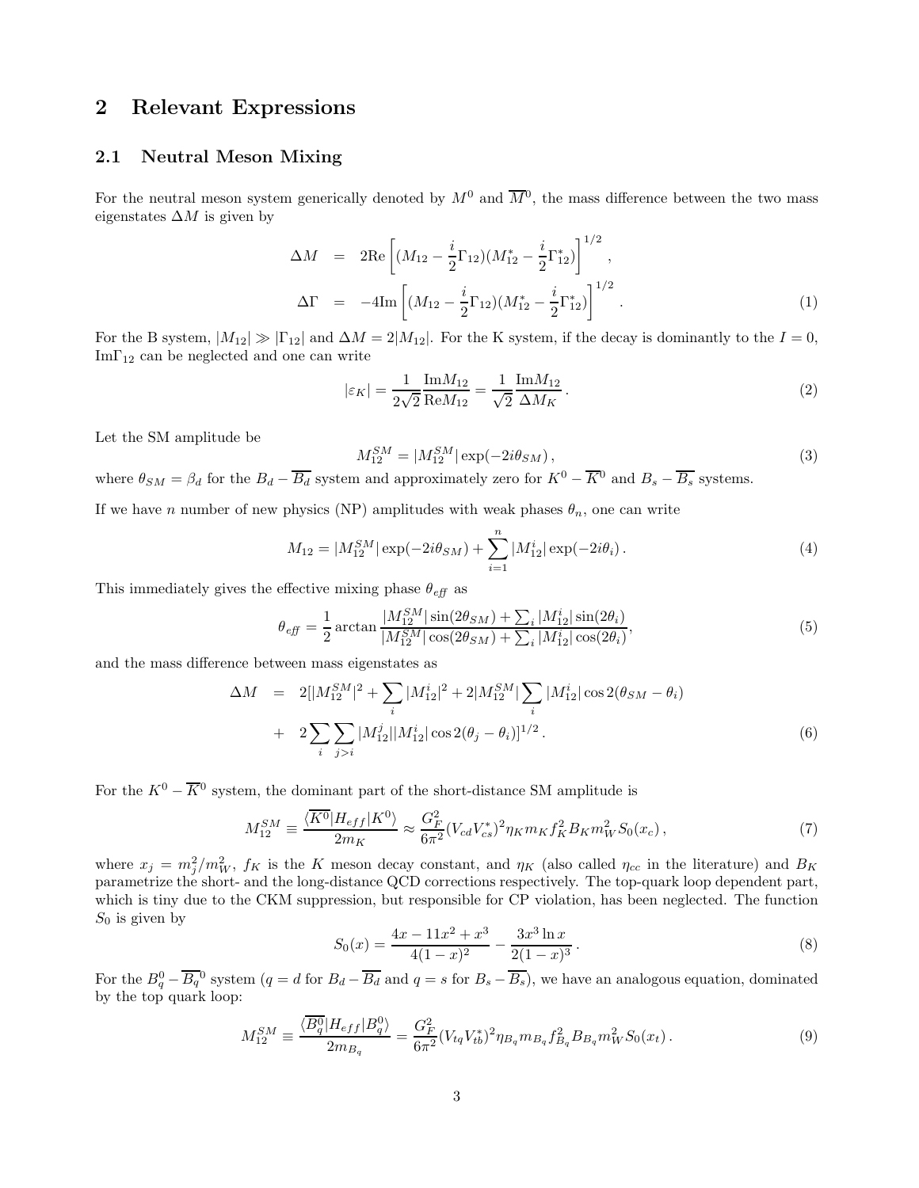## 2 Relevant Expressions

### 2.1 Neutral Meson Mixing

For the neutral meson system generically denoted by $M^0$ and $\overline{M}^0$, the mass difference between the two mass eigenstates $\Delta M$ is given by

$$
\begin{aligned}
\Delta M &= 2\mathrm{Re}\left[(M_{12} - \frac{i}{2}\Gamma_{12})(M_{12}^* - \frac{i}{2}\Gamma_{12}^*)\right]^{1/2}, \\
\Delta\Gamma &= -4\mathrm{Im}\left[(M_{12} - \frac{i}{2}\Gamma_{12})(M_{12}^* - \frac{i}{2}\Gamma_{12}^*)\right]^{1/2}. \qquad (1)
\end{aligned}
$$

For the B system, $|M_{12}| \gg |\Gamma_{12}|$ and $\Delta M = 2|M_{12}|$. For the K system, if the decay is dominantly to the $I = 0$, $\mathrm{Im}\Gamma_{12}$ can be neglected and one can write

$$
|\varepsilon_K| = \frac{1}{2\sqrt{2}}\frac{\mathrm{Im}M_{12}}{\mathrm{Re}M_{12}} = \frac{1}{\sqrt{2}}\frac{\mathrm{Im}M_{12}}{\Delta M_K}. \qquad (2)
$$

Let the SM amplitude be

$$
M_{12}^{SM} = |M_{12}^{SM}|\exp(-2i\theta_{SM}), \qquad (3)
$$

where $\theta_{SM} = \beta_d$ for the $B_d - \overline{B_d}$ system and approximately zero for $K^0 - \overline{K}^0$ and $B_s - \overline{B_s}$ systems.

If we have $n$ number of new physics (NP) amplitudes with weak phases $\theta_n$, one can write

$$
M_{12} = |M_{12}^{SM}|\exp(-2i\theta_{SM}) + \sum_{i=1}^{n}|M_{12}^i|\exp(-2i\theta_i). \qquad (4)
$$

This immediately gives the effective mixing phase $\theta_{\mathit{eff}}$ as

$$
\theta_{\mathit{eff}} = \frac{1}{2}\arctan\frac{|M_{12}^{SM}|\sin(2\theta_{SM}) + \sum_i |M_{12}^i|\sin(2\theta_i)}{|M_{12}^{SM}|\cos(2\theta_{SM}) + \sum_i |M_{12}^i|\cos(2\theta_i)}, \qquad (5)
$$

and the mass difference between mass eigenstates as

$$
\begin{aligned}
\Delta M &= 2[|M_{12}^{SM}|^2 + \sum_i |M_{12}^i|^2 + 2|M_{12}^{SM}|\sum_i |M_{12}^i|\cos 2(\theta_{SM} - \theta_i) \\
&+ 2\sum_i\sum_{j>i}|M_{12}^j||M_{12}^i|\cos 2(\theta_j - \theta_i)]^{1/2}. \qquad (6)
\end{aligned}
$$

For the $K^0 - \overline{K}^0$ system, the dominant part of the short-distance SM amplitude is

$$
M_{12}^{SM} \equiv \frac{\langle\overline{K^0}|H_{eff}|K^0\rangle}{2m_K} \approx \frac{G_F^2}{6\pi^2}(V_{cd}V_{cs}^*)^2\eta_K m_K f_K^2 B_K m_W^2 S_0(x_c), \qquad (7)
$$

where $x_j = m_j^2/m_W^2$, $f_K$ is the $K$ meson decay constant, and $\eta_K$ (also called $\eta_{cc}$ in the literature) and $B_K$ parametrize the short- and the long-distance QCD corrections respectively. The top-quark loop dependent part, which is tiny due to the CKM suppression, but responsible for CP violation, has been neglected. The function $S_0$ is given by

$$
S_0(x) = \frac{4x - 11x^2 + x^3}{4(1-x)^2} - \frac{3x^3\ln x}{2(1-x)^3}. \qquad (8)
$$

For the $B_q^0 - \overline{B_q}^0$ system ($q = d$ for $B_d - \overline{B_d}$ and $q = s$ for $B_s - \overline{B_s}$), we have an analogous equation, dominated by the top quark loop:

$$
M_{12}^{SM} \equiv \frac{\langle\overline{B_q^0}|H_{eff}|B_q^0\rangle}{2m_{B_q}} = \frac{G_F^2}{6\pi^2}(V_{tq}V_{tb}^*)^2\eta_{B_q} m_{B_q} f_{B_q}^2 B_{B_q} m_W^2 S_0(x_t). \qquad (9)
$$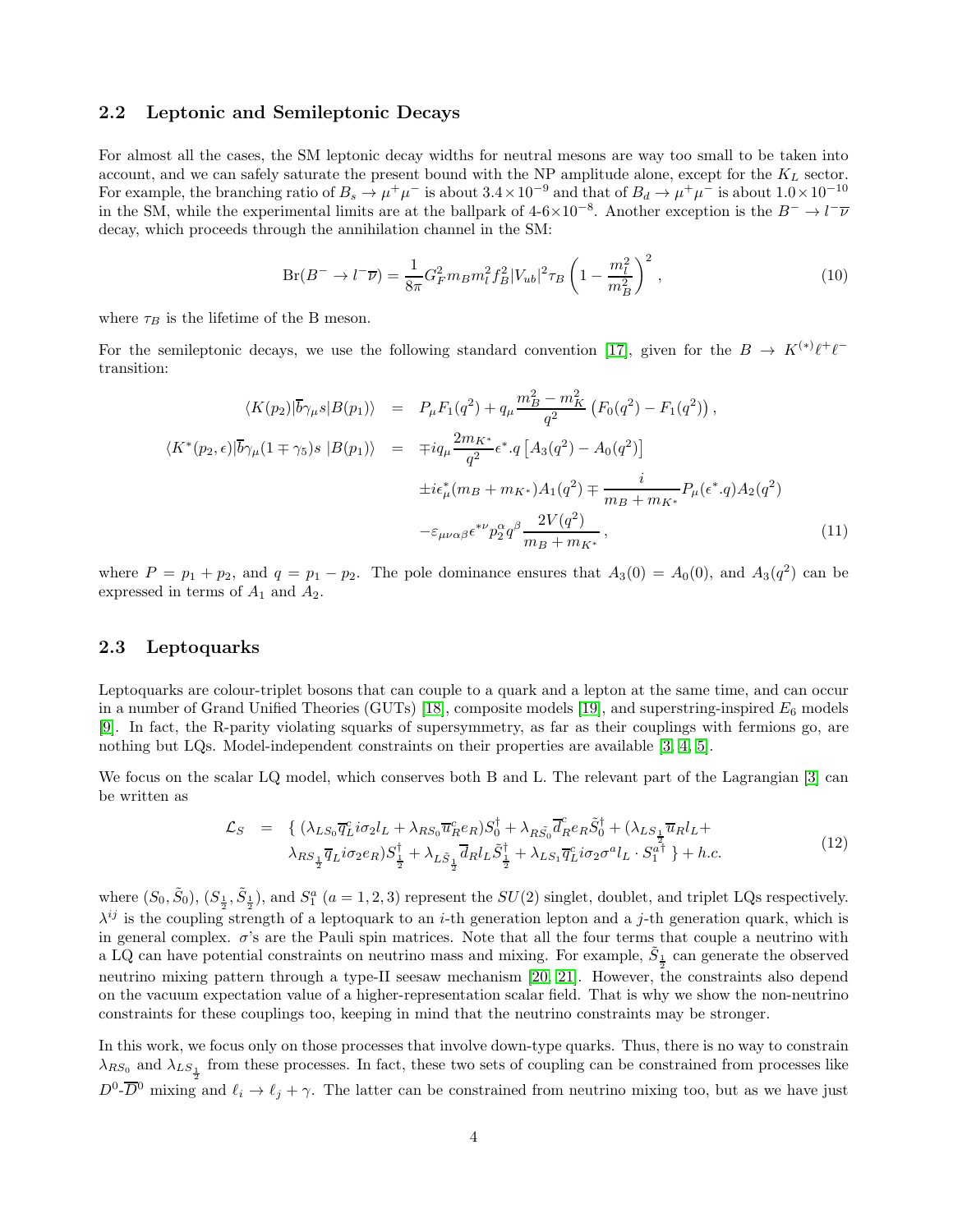### 2.2 Leptonic and Semileptonic Decays

For almost all the cases, the SM leptonic decay widths for neutral mesons are way too small to be taken into account, and we can safely saturate the present bound with the NP amplitude alone, except for the $K_L$ sector. For example, the branching ratio of $B_s \to \mu^+\mu^-$ is about $3.4\times 10^{-9}$ and that of $B_d \to \mu^+\mu^-$ is about $1.0\times 10^{-10}$ in the SM, while the experimental limits are at the ballpark of 4-6$\times 10^{-8}$. Another exception is the $B^- \to l^-\overline{\nu}$ decay, which proceeds through the annihilation channel in the SM:

$$
\text{Br}(B^- \to l^-\overline{\nu}) = \frac{1}{8\pi} G_F^2 m_B m_l^2 f_B^2 |V_{ub}|^2 \tau_B \left(1 - \frac{m_l^2}{m_B^2}\right)^2 , \tag{10}
$$

where $\tau_B$ is the lifetime of the B meson.

For the semileptonic decays, we use the following standard convention [17], given for the $B \to K^{(*)}\ell^+\ell^-$ transition:

$$
\begin{aligned}
\langle K(p_2)|\overline{b}\gamma_\mu s|B(p_1)\rangle &= P_\mu F_1(q^2) + q_\mu \frac{m_B^2 - m_K^2}{q^2}\left(F_0(q^2) - F_1(q^2)\right), \\
\langle K^*(p_2,\epsilon)|\overline{b}\gamma_\mu(1\mp\gamma_5)s\;|B(p_1)\rangle &= \mp i q_\mu \frac{2m_{K^*}}{q^2}\epsilon^*.q\left[A_3(q^2) - A_0(q^2)\right] \\
&\quad \pm i\epsilon^*_\mu (m_B + m_{K^*})A_1(q^2) \mp \frac{i}{m_B + m_{K^*}} P_\mu (\epsilon^*.q) A_2(q^2) \\
&\quad - \varepsilon_{\mu\nu\alpha\beta}\epsilon^{*\nu} p_2^\alpha q^\beta \frac{2V(q^2)}{m_B + m_{K^*}} ,
\end{aligned} \tag{11}
$$

where $P = p_1 + p_2$, and $q = p_1 - p_2$. The pole dominance ensures that $A_3(0) = A_0(0)$, and $A_3(q^2)$ can be expressed in terms of $A_1$ and $A_2$.

### 2.3 Leptoquarks

Leptoquarks are colour-triplet bosons that can couple to a quark and a lepton at the same time, and can occur in a number of Grand Unified Theories (GUTs) [18], composite models [19], and superstring-inspired $E_6$ models [9]. In fact, the R-parity violating squarks of supersymmetry, as far as their couplings with fermions go, are nothing but LQs. Model-independent constraints on their properties are available [3, 4, 5].

We focus on the scalar LQ model, which conserves both B and L. The relevant part of the Lagrangian [3] can be written as

$$
\begin{aligned}
\mathcal{L}_S = \; & \{\, (\lambda_{LS_0}\overline{q}_L^c i\sigma_2 l_L + \lambda_{RS_0}\overline{u}_R^c e_R)S_0^\dagger + \lambda_{R\tilde{S}_0}\overline{d}_R^c e_R \tilde{S}_0^\dagger + (\lambda_{LS_{\frac{1}{2}}}\overline{u}_R l_L + \\
& \lambda_{RS_{\frac{1}{2}}}\overline{q}_L i\sigma_2 e_R)S_{\frac{1}{2}}^\dagger + \lambda_{L\tilde{S}_{\frac{1}{2}}}\overline{d}_R l_L \tilde{S}_{\frac{1}{2}}^\dagger + \lambda_{LS_1}\overline{q}_L^c i\sigma_2\sigma^a l_L \cdot S_1^{a\dagger}\,\} + h.c.
\end{aligned} \tag{12}
$$

where $(S_0, \tilde{S}_0)$, $(S_{\frac{1}{2}}, \tilde{S}_{\frac{1}{2}})$, and $S_1^a$ $(a = 1,2,3)$ represent the $SU(2)$ singlet, doublet, and triplet LQs respectively. $\lambda^{ij}$ is the coupling strength of a leptoquark to an $i$-th generation lepton and a $j$-th generation quark, which is in general complex. $\sigma$'s are the Pauli spin matrices. Note that all the four terms that couple a neutrino with a LQ can have potential constraints on neutrino mass and mixing. For example, $\tilde{S}_{\frac{1}{2}}$ can generate the observed neutrino mixing pattern through a type-II seesaw mechanism [20, 21]. However, the constraints also depend on the vacuum expectation value of a higher-representation scalar field. That is why we show the non-neutrino constraints for these couplings too, keeping in mind that the neutrino constraints may be stronger.

In this work, we focus only on those processes that involve down-type quarks. Thus, there is no way to constrain $\lambda_{RS_0}$ and $\lambda_{LS_{\frac{1}{2}}}$ from these processes. In fact, these two sets of coupling can be constrained from processes like $D^0$-$\overline{D}^0$ mixing and $\ell_i \to \ell_j + \gamma$. The latter can be constrained from neutrino mixing too, but as we have just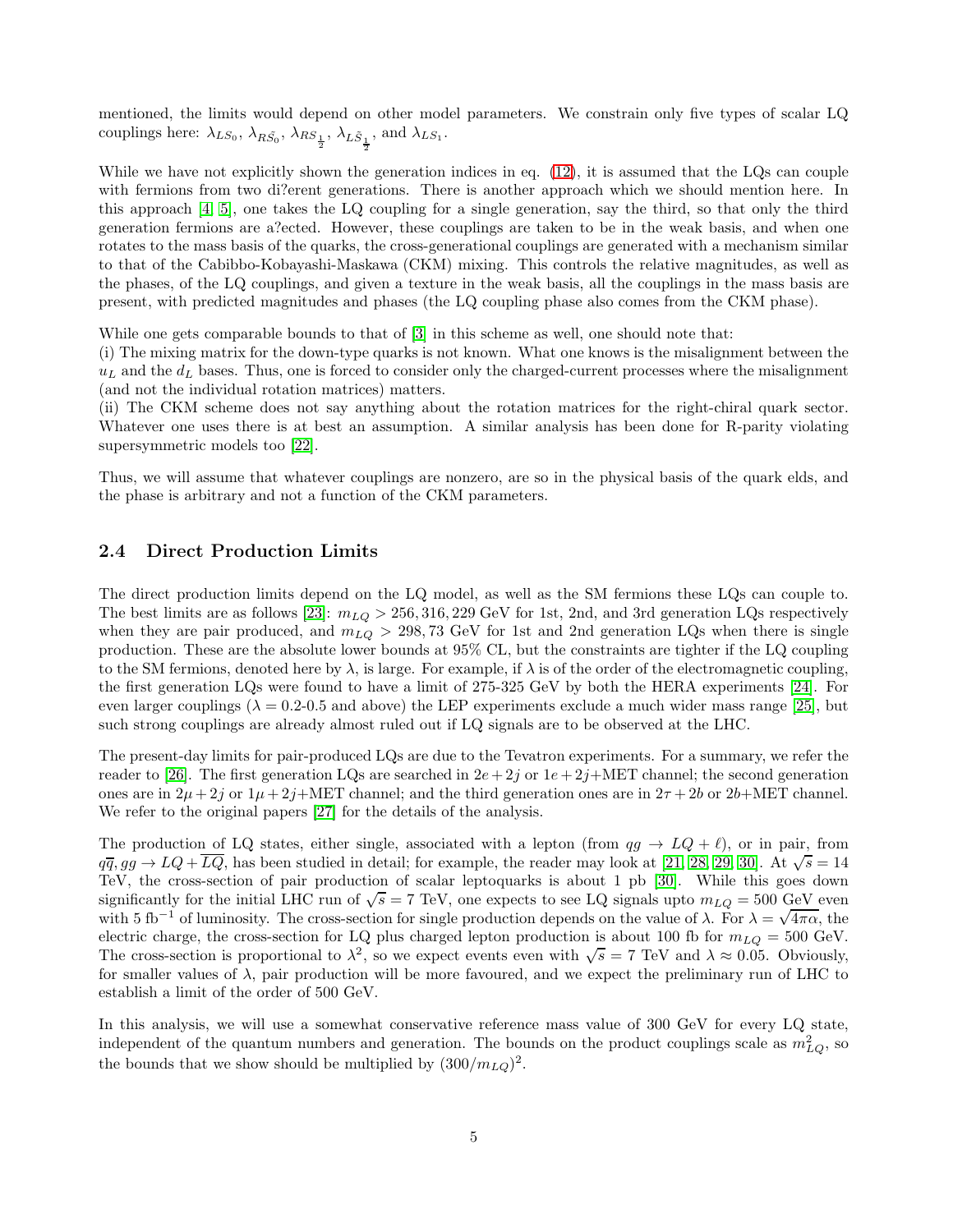mentioned, the limits would depend on other model parameters. We constrain only five types of scalar LQ couplings here: $\lambda_{LS_0}$, $\lambda_{R\tilde{S}_0}$, $\lambda_{RS_{\frac{1}{2}}}$, $\lambda_{L\tilde{S}_{\frac{1}{2}}}$, and $\lambda_{LS_1}$.

While we have not explicitly shown the generation indices in eq. (12), it is assumed that the LQs can couple with fermions from two di?erent generations. There is another approach which we should mention here. In this approach [4, 5], one takes the LQ coupling for a single generation, say the third, so that only the third generation fermions are a?ected. However, these couplings are taken to be in the weak basis, and when one rotates to the mass basis of the quarks, the cross-generational couplings are generated with a mechanism similar to that of the Cabibbo-Kobayashi-Maskawa (CKM) mixing. This controls the relative magnitudes, as well as the phases, of the LQ couplings, and given a texture in the weak basis, all the couplings in the mass basis are present, with predicted magnitudes and phases (the LQ coupling phase also comes from the CKM phase).

While one gets comparable bounds to that of [3] in this scheme as well, one should note that:
(i) The mixing matrix for the down-type quarks is not known. What one knows is the misalignment between the $u_L$ and the $d_L$ bases. Thus, one is forced to consider only the charged-current processes where the misalignment (and not the individual rotation matrices) matters.
(ii) The CKM scheme does not say anything about the rotation matrices for the right-chiral quark sector. Whatever one uses there is at best an assumption. A similar analysis has been done for R-parity violating supersymmetric models too [22].

Thus, we will assume that whatever couplings are nonzero, are so in the physical basis of the quark elds, and the phase is arbitrary and not a function of the CKM parameters.

## 2.4 Direct Production Limits

The direct production limits depend on the LQ model, as well as the SM fermions these LQs can couple to. The best limits are as follows [23]: $m_{LQ} > 256, 316, 229$ GeV for 1st, 2nd, and 3rd generation LQs respectively when they are pair produced, and $m_{LQ} > 298, 73$ GeV for 1st and 2nd generation LQs when there is single production. These are the absolute lower bounds at 95% CL, but the constraints are tighter if the LQ coupling to the SM fermions, denoted here by $\lambda$, is large. For example, if $\lambda$ is of the order of the electromagnetic coupling, the first generation LQs were found to have a limit of 275-325 GeV by both the HERA experiments [24]. For even larger couplings ($\lambda$ = 0.2-0.5 and above) the LEP experiments exclude a much wider mass range [25], but such strong couplings are already almost ruled out if LQ signals are to be observed at the LHC.

The present-day limits for pair-produced LQs are due to the Tevatron experiments. For a summary, we refer the reader to [26]. The first generation LQs are searched in $2e + 2j$ or $1e + 2j$+MET channel; the second generation ones are in $2\mu + 2j$ or $1\mu + 2j$+MET channel; and the third generation ones are in $2\tau + 2b$ or $2b$+MET channel. We refer to the original papers [27] for the details of the analysis.

The production of LQ states, either single, associated with a lepton (from $qg \to LQ + \ell$), or in pair, from $q\overline{q}, gg \to LQ + \overline{LQ}$, has been studied in detail; for example, the reader may look at [21, 28, 29, 30]. At $\sqrt{s} = 14$ TeV, the cross-section of pair production of scalar leptoquarks is about 1 pb [30]. While this goes down significantly for the initial LHC run of $\sqrt{s} = 7$ TeV, one expects to see LQ signals upto $m_{LQ} = 500$ GeV even with 5 fb$^{-1}$ of luminosity. The cross-section for single production depends on the value of $\lambda$. For $\lambda = \sqrt{4\pi\alpha}$, the electric charge, the cross-section for LQ plus charged lepton production is about 100 fb for $m_{LQ} = 500$ GeV. The cross-section is proportional to $\lambda^2$, so we expect events even with $\sqrt{s} = 7$ TeV and $\lambda \approx 0.05$. Obviously, for smaller values of $\lambda$, pair production will be more favoured, and we expect the preliminary run of LHC to establish a limit of the order of 500 GeV.

In this analysis, we will use a somewhat conservative reference mass value of 300 GeV for every LQ state, independent of the quantum numbers and generation. The bounds on the product couplings scale as $m_{LQ}^2$, so the bounds that we show should be multiplied by $(300/m_{LQ})^2$.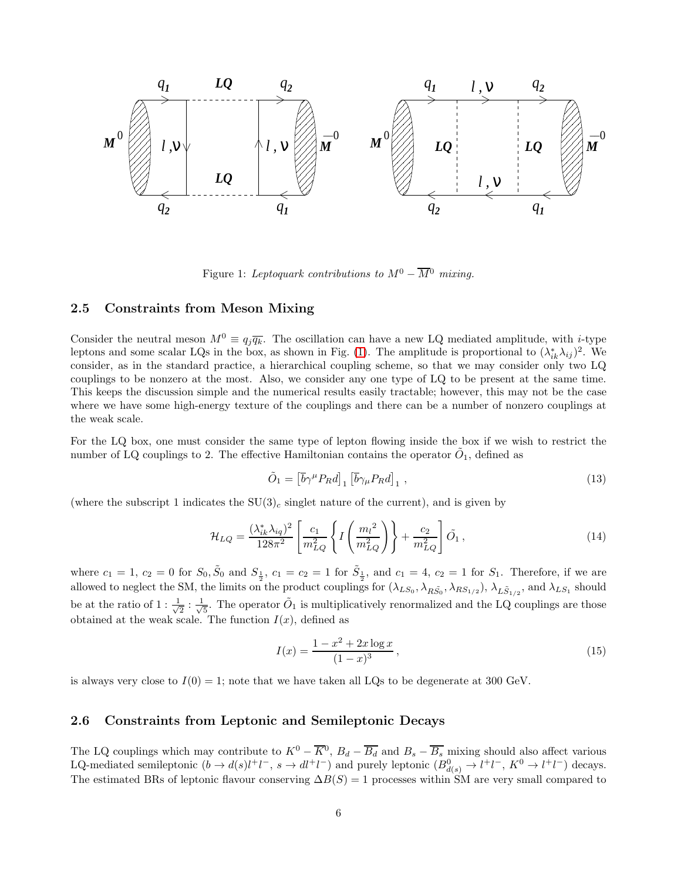Figure 1: *Leptoquark contributions to $M^0 - \overline{M}^0$ mixing.*

### 2.5 Constraints from Meson Mixing

Consider the neutral meson $M^0 \equiv q_j\overline{q_k}$. The oscillation can have a new LQ mediated amplitude, with $i$-type leptons and some scalar LQs in the box, as shown in Fig. (1). The amplitude is proportional to $(\lambda_{ik}^*\lambda_{ij})^2$. We consider, as in the standard practice, a hierarchical coupling scheme, so that we may consider only two LQ couplings to be nonzero at the most. Also, we consider any one type of LQ to be present at the same time. This keeps the discussion simple and the numerical results easily tractable; however, this may not be the case where we have some high-energy texture of the couplings and there can be a number of nonzero couplings at the weak scale.

For the LQ box, one must consider the same type of lepton flowing inside the box if we wish to restrict the number of LQ couplings to 2. The effective Hamiltonian contains the operator $\tilde{O}_1$, defined as

$$\tilde{O}_1 = \left[\overline{b}\gamma^\mu P_R d\right]_1 \left[\overline{b}\gamma_\mu P_R d\right]_1 , \tag{13}$$

(where the subscript 1 indicates the $SU(3)_c$ singlet nature of the current), and is given by

$$\mathcal{H}_{LQ} = \frac{(\lambda_{ik}^*\lambda_{iq})^2}{128\pi^2}\left[\frac{c_1}{m_{LQ}^2}\left\{I\left(\frac{{m_l}^2}{m_{LQ}^2}\right)\right\} + \frac{c_2}{m_{LQ}^2}\right]\tilde{O}_1 , \tag{14}$$

where $c_1 = 1$, $c_2 = 0$ for $S_0, \tilde{S}_0$ and $S_{\frac{1}{2}}$, $c_1 = c_2 = 1$ for $\tilde{S}_{\frac{1}{2}}$, and $c_1 = 4$, $c_2 = 1$ for $S_1$. Therefore, if we are allowed to neglect the SM, the limits on the product couplings for $(\lambda_{LS_0}, \lambda_{R\tilde{S_0}}, \lambda_{RS_{1/2}})$, $\lambda_{L\tilde{S}_{1/2}}$, and $\lambda_{LS_1}$ should be at the ratio of $1 : \frac{1}{\sqrt{2}} : \frac{1}{\sqrt{5}}$. The operator $\tilde{O}_1$ is multiplicatively renormalized and the LQ couplings are those obtained at the weak scale. The function $I(x)$, defined as

$$I(x) = \frac{1 - x^2 + 2x\log x}{(1-x)^3} , \tag{15}$$

is always very close to $I(0) = 1$; note that we have taken all LQs to be degenerate at 300 GeV.

### 2.6 Constraints from Leptonic and Semileptonic Decays

The LQ couplings which may contribute to $K^0 - \overline{K^0}$, $B_d - \overline{B_d}$ and $B_s - \overline{B_s}$ mixing should also affect various LQ-mediated semileptonic ($b \to d(s)l^+l^-$, $s \to dl^+l^-$) and purely leptonic ($B^0_{d(s)} \to l^+l^-$, $K^0 \to l^+l^-$) decays. The estimated BRs of leptonic flavour conserving $\Delta B(S) = 1$ processes within SM are very small compared to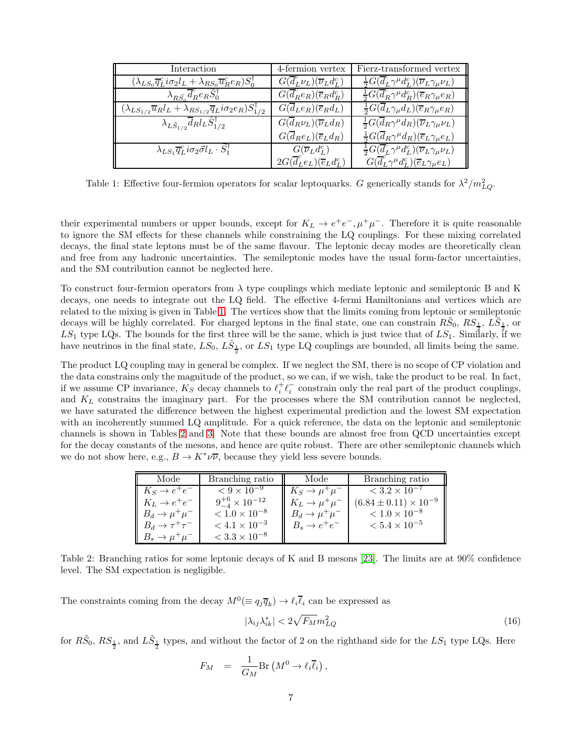| Interaction | 4-fermion vertex | Fierz-transformed vertex |
|---|---|---|
| $(\lambda_{LS_0}\overline{q}^c_L i\sigma_2 l_L + \lambda_{RS_0}\overline{u}^c_R e_R)S_0^\dagger$ | $G(\overline{d}^c_L \nu_L)(\overline{\nu}_L d^c_L)$ | $\frac{1}{2}G(\overline{d}^c_L\gamma^\mu d^c_L)(\overline{\nu}_L\gamma_\mu\nu_L)$ |
| $\lambda_{R\tilde{S}_0}\overline{d}^c_R e_R \tilde{S}_0^\dagger$ | $G(\overline{d}^c_R e_R)(\overline{e}_R d^c_R)$ | $\frac{1}{2}G(\overline{d}^c_R\gamma^\mu d^c_R)(\overline{e}_R\gamma_\mu e_R)$ |
| $(\lambda_{LS_{1/2}}\overline{u}_R l_L + \lambda_{RS_{1/2}}\overline{q}_L i\sigma_2 e_R)S_{1/2}^\dagger$ | $G(\overline{d}_L e_R)(\overline{e}_R d_L)$ | $\frac{1}{2}G(\overline{d}_L\gamma_\mu d_L)(\overline{e}_R\gamma^\mu e_R)$ |
| $\lambda_{L\tilde{S}_{1/2}}\overline{d}_R l_L \tilde{S}_{1/2}^\dagger$ | $G(\overline{d}_R\nu_L)(\overline{\nu}_L d_R)$ | $\frac{1}{2}G(\overline{d}_R\gamma^\mu d_R)(\overline{\nu}_L\gamma_\mu\nu_L)$ |
| | $G(\overline{d}_R e_L)(\overline{e}_L d_R)$ | $\frac{1}{2}G(\overline{d}_R\gamma^\mu d_R)(\overline{e}_L\gamma_\mu e_L)$ |
| $\lambda_{LS_1}\overline{q}^c_L i\sigma_2\vec{\sigma} l_L\cdot\vec{S}_1^\dagger$ | $G(\overline{\nu}_L d^c_L)$ | $\frac{1}{2}G(\overline{d}^c_L\gamma^\mu d^c_L)(\overline{\nu}_L\gamma_\mu\nu_L)$ |
| | $2G(\overline{d}^c_L e_L)(\overline{e}_L d^c_L)$ | $G(\overline{d}^c_L\gamma^\mu d^c_L)(\overline{e}_L\gamma_\mu e_L)$ |

Table 1: Effective four-fermion operators for scalar leptoquarks. $G$ generically stands for $\lambda^2/m^2_{LQ}$.

their experimental numbers or upper bounds, except for $K_L \to e^+e^-, \mu^+\mu^-$. Therefore it is quite reasonable to ignore the SM effects for these channels while constraining the LQ couplings. For these mixing correlated decays, the final state leptons must be of the same flavour. The leptonic decay modes are theoretically clean and free from any hadronic uncertainties. The semileptonic modes have the usual form-factor uncertainties, and the SM contribution cannot be neglected here.

To construct four-fermion operators from $\lambda$ type couplings which mediate leptonic and semileptonic B and K decays, one needs to integrate out the LQ field. The effective 4-fermi Hamiltonians and vertices which are related to the mixing is given in Table 1. The vertices show that the limits coming from leptonic or semileptonic decays will be highly correlated. For charged leptons in the final state, one can constrain $R\tilde{S}_0$, $RS_{\frac{1}{2}}$, $L\tilde{S}_{\frac{1}{2}}$, or $LS_1$ type LQs. The bounds for the first three will be the same, which is just twice that of $LS_1$. Similarly, if we have neutrinos in the final state, $LS_0$, $L\tilde{S}_{\frac{1}{2}}$, or $LS_1$ type LQ couplings are bounded, all limits being the same.

The product LQ coupling may in general be complex. If we neglect the SM, there is no scope of CP violation and the data constrains only the magnitude of the product, so we can, if we wish, take the product to be real. In fact, if we assume CP invariance, $K_S$ decay channels to $\ell_i^+\ell_i^-$ constrain only the real part of the product couplings, and $K_L$ constrains the imaginary part. For the processes where the SM contribution cannot be neglected, we have saturated the difference between the highest experimental prediction and the lowest SM expectation with an incoherently summed LQ amplitude. For a quick reference, the data on the leptonic and semileptonic channels is shown in Tables 2 and 3. Note that these bounds are almost free from QCD uncertainties except for the decay constants of the mesons, and hence are quite robust. There are other semileptonic channels which we do not show here, e.g., $B \to K^*\nu\overline{\nu}$, because they yield less severe bounds.

| Mode | Branching ratio | Mode | Branching ratio |
|---|---|---|---|
| $K_S \to e^+e^-$ | $< 9\times 10^{-9}$ | $K_S \to \mu^+\mu^-$ | $< 3.2\times 10^{-7}$ |
| $K_L \to e^+e^-$ | $9^{+6}_{-4}\times 10^{-12}$ | $K_L \to \mu^+\mu^-$ | $(6.84\pm 0.11)\times 10^{-9}$ |
| $B_d \to \mu^+\mu^-$ | $< 1.0\times 10^{-8}$ | $B_d \to \mu^+\mu^-$ | $< 1.0\times 10^{-8}$ |
| $B_d \to \tau^+\tau^-$ | $< 4.1\times 10^{-3}$ | $B_s \to e^+e^-$ | $< 5.4\times 10^{-5}$ |
| $B_s \to \mu^+\mu^-$ | $< 3.3\times 10^{-8}$ | | |

Table 2: Branching ratios for some leptonic decays of K and B mesons [23]. The limits are at 90% confidence level. The SM expectation is negligible.

The constraints coming from the decay $M^0(\equiv q_j\overline{q}_k) \to \ell_i\overline{\ell}_i$ can be expressed as

$$|\lambda_{ij}\lambda^*_{ik}| < 2\sqrt{F_M}m^2_{LQ} \tag{16}$$

for $R\tilde{S}_0$, $RS_{\frac{1}{2}}$, and $L\tilde{S}_{\frac{1}{2}}$ types, and without the factor of 2 on the righthand side for the $LS_1$ type LQs. Here

$$F_M = \frac{1}{G_M}\mathrm{Br}\left(M^0 \to \ell_i\overline{\ell}_i\right),$$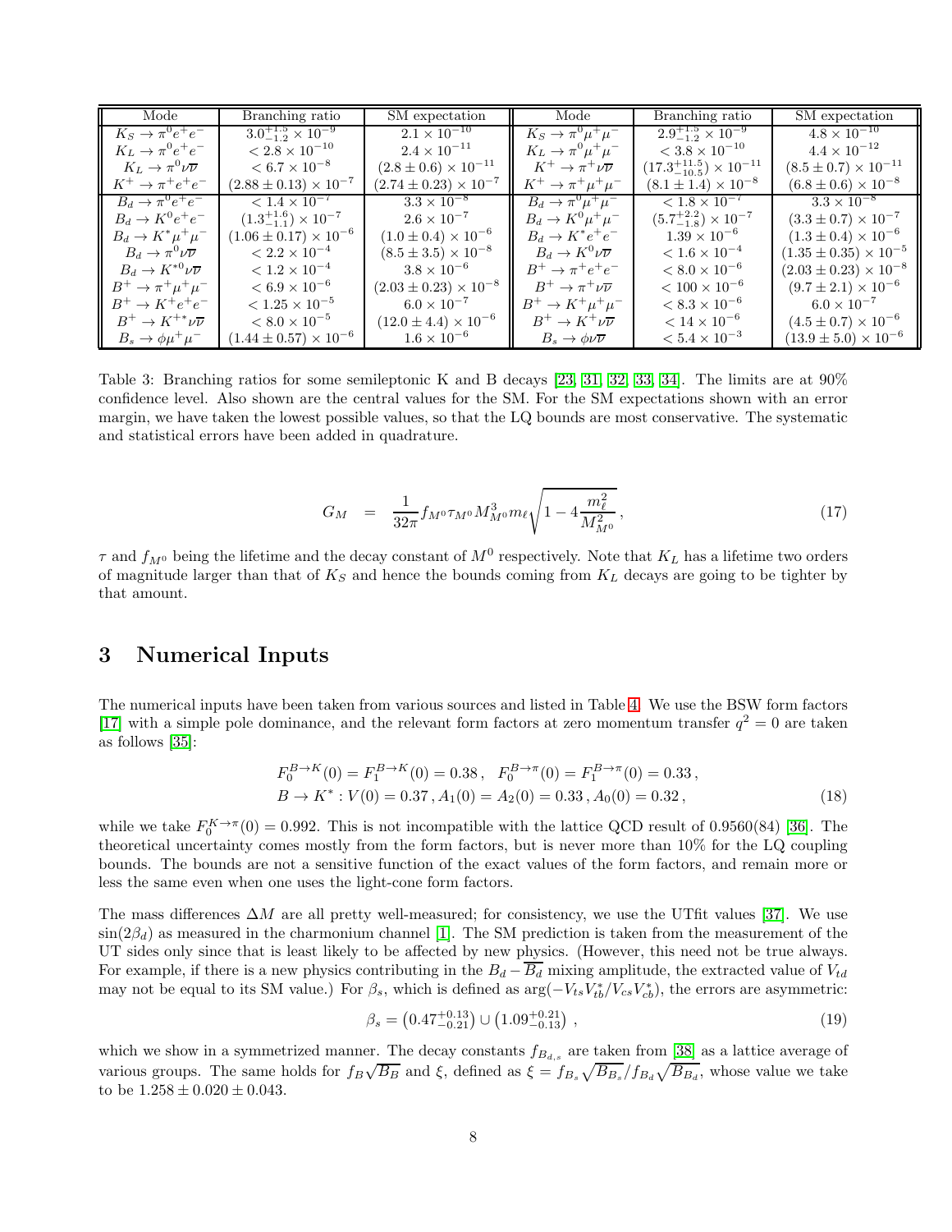| Mode | Branching ratio | SM expectation | Mode | Branching ratio | SM expectation |
|---|---|---|---|---|---|
| $K_S \to \pi^0 e^+ e^-$ | $3.0^{+1.5}_{-1.2} \times 10^{-9}$ | $2.1 \times 10^{-10}$ | $K_S \to \pi^0 \mu^+ \mu^-$ | $2.9^{+1.5}_{-1.2} \times 10^{-9}$ | $4.8 \times 10^{-10}$ |
| $K_L \to \pi^0 e^+ e^-$ | $< 2.8 \times 10^{-10}$ | $2.4 \times 10^{-11}$ | $K_L \to \pi^0 \mu^+ \mu^-$ | $< 3.8 \times 10^{-10}$ | $4.4 \times 10^{-12}$ |
| $K_L \to \pi^0 \nu\overline{\nu}$ | $< 6.7 \times 10^{-8}$ | $(2.8 \pm 0.6) \times 10^{-11}$ | $K^+ \to \pi^+ \nu\overline{\nu}$ | $(17.3^{+11.5}_{-10.5}) \times 10^{-11}$ | $(8.5 \pm 0.7) \times 10^{-11}$ |
| $K^+ \to \pi^+ e^+ e^-$ | $(2.88 \pm 0.13) \times 10^{-7}$ | $(2.74 \pm 0.23) \times 10^{-7}$ | $K^+ \to \pi^+ \mu^+ \mu^-$ | $(8.1 \pm 1.4) \times 10^{-8}$ | $(6.8 \pm 0.6) \times 10^{-8}$ |
| $B_d \to \pi^0 e^+ e^-$ | $< 1.4 \times 10^{-7}$ | $3.3 \times 10^{-8}$ | $B_d \to \pi^0 \mu^+ \mu^-$ | $< 1.8 \times 10^{-7}$ | $3.3 \times 10^{-8}$ |
| $B_d \to K^0 e^+ e^-$ | $(1.3^{+1.6}_{-1.1}) \times 10^{-7}$ | $2.6 \times 10^{-7}$ | $B_d \to K^0 \mu^+ \mu^-$ | $(5.7^{+2.2}_{-1.8}) \times 10^{-7}$ | $(3.3 \pm 0.7) \times 10^{-7}$ |
| $B_d \to K^* \mu^+ \mu^-$ | $(1.06 \pm 0.17) \times 10^{-6}$ | $(1.0 \pm 0.4) \times 10^{-6}$ | $B_d \to K^* e^+ e^-$ | $1.39 \times 10^{-6}$ | $(1.3 \pm 0.4) \times 10^{-6}$ |
| $B_d \to \pi^0 \nu\overline{\nu}$ | $< 2.2 \times 10^{-4}$ | $(8.5 \pm 3.5) \times 10^{-8}$ | $B_d \to K^0 \nu\overline{\nu}$ | $< 1.6 \times 10^{-4}$ | $(1.35 \pm 0.35) \times 10^{-5}$ |
| $B_d \to K^{*0} \nu\overline{\nu}$ | $< 1.2 \times 10^{-4}$ | $3.8 \times 10^{-6}$ | $B^+ \to \pi^+ e^+ e^-$ | $< 8.0 \times 10^{-6}$ | $(2.03 \pm 0.23) \times 10^{-8}$ |
| $B^+ \to \pi^+ \mu^+ \mu^-$ | $< 6.9 \times 10^{-6}$ | $(2.03 \pm 0.23) \times 10^{-8}$ | $B^+ \to \pi^+ \nu\overline{\nu}$ | $< 100 \times 10^{-6}$ | $(9.7 \pm 2.1) \times 10^{-6}$ |
| $B^+ \to K^+ e^+ e^-$ | $< 1.25 \times 10^{-5}$ | $6.0 \times 10^{-7}$ | $B^+ \to K^+ \mu^+ \mu^-$ | $< 8.3 \times 10^{-6}$ | $6.0 \times 10^{-7}$ |
| $B^+ \to K^{+*} \nu\overline{\nu}$ | $< 8.0 \times 10^{-5}$ | $(12.0 \pm 4.4) \times 10^{-6}$ | $B^+ \to K^+ \nu\overline{\nu}$ | $< 14 \times 10^{-6}$ | $(4.5 \pm 0.7) \times 10^{-6}$ |
| $B_s \to \phi \mu^+ \mu^-$ | $(1.44 \pm 0.57) \times 10^{-6}$ | $1.6 \times 10^{-6}$ | $B_s \to \phi \nu\overline{\nu}$ | $< 5.4 \times 10^{-3}$ | $(13.9 \pm 5.0) \times 10^{-6}$ |

Table 3: Branching ratios for some semileptonic K and B decays [23, 31, 32, 33, 34]. The limits are at 90% confidence level. Also shown are the central values for the SM. For the SM expectations shown with an error margin, we have taken the lowest possible values, so that the LQ bounds are most conservative. The systematic and statistical errors have been added in quadrature.

$$G_M = \frac{1}{32\pi} f_{M^0} \tau_{M^0} M_{M^0}^3 m_\ell \sqrt{1 - 4\frac{m_\ell^2}{M_{M^0}^2}}\,, \tag{17}$$

$\tau$ and $f_{M^0}$ being the lifetime and the decay constant of $M^0$ respectively. Note that $K_L$ has a lifetime two orders of magnitude larger than that of $K_S$ and hence the bounds coming from $K_L$ decays are going to be tighter by that amount.

## 3 Numerical Inputs

The numerical inputs have been taken from various sources and listed in Table 4. We use the BSW form factors [17] with a simple pole dominance, and the relevant form factors at zero momentum transfer $q^2 = 0$ are taken as follows [35]:

$$\begin{aligned}
&F_0^{B\to K}(0) = F_1^{B\to K}(0) = 0.38\,, \quad F_0^{B\to\pi}(0) = F_1^{B\to\pi}(0) = 0.33\,,\\
&B \to K^* : V(0) = 0.37\,, A_1(0) = A_2(0) = 0.33\,, A_0(0) = 0.32\,,
\end{aligned} \tag{18}$$

while we take $F_0^{K\to\pi}(0) = 0.992$. This is not incompatible with the lattice QCD result of 0.9560(84) [36]. The theoretical uncertainty comes mostly from the form factors, but is never more than 10% for the LQ coupling bounds. The bounds are not a sensitive function of the exact values of the form factors, and remain more or less the same even when one uses the light-cone form factors.

The mass differences $\Delta M$ are all pretty well-measured; for consistency, we use the UTfit values [37]. We use $\sin(2\beta_d)$ as measured in the charmonium channel [1]. The SM prediction is taken from the measurement of the UT sides only since that is least likely to be affected by new physics. (However, this need not be true always. For example, if there is a new physics contributing in the $B_d - \overline{B_d}$ mixing amplitude, the extracted value of $V_{td}$ may not be equal to its SM value.) For $\beta_s$, which is defined as $\arg(-V_{ts}V_{tb}^*/V_{cs}V_{cb}^*)$, the errors are asymmetric:

$$\beta_s = \left(0.47^{+0.13}_{-0.21}\right) \cup \left(1.09^{+0.21}_{-0.13}\right)\,, \tag{19}$$

which we show in a symmetrized manner. The decay constants $f_{B_{d,s}}$ are taken from [38] as a lattice average of various groups. The same holds for $f_B\sqrt{B_B}$ and $\xi$, defined as $\xi = f_{B_s}\sqrt{B_{B_s}}/f_{B_d}\sqrt{B_{B_d}}$, whose value we take to be $1.258 \pm 0.020 \pm 0.043$.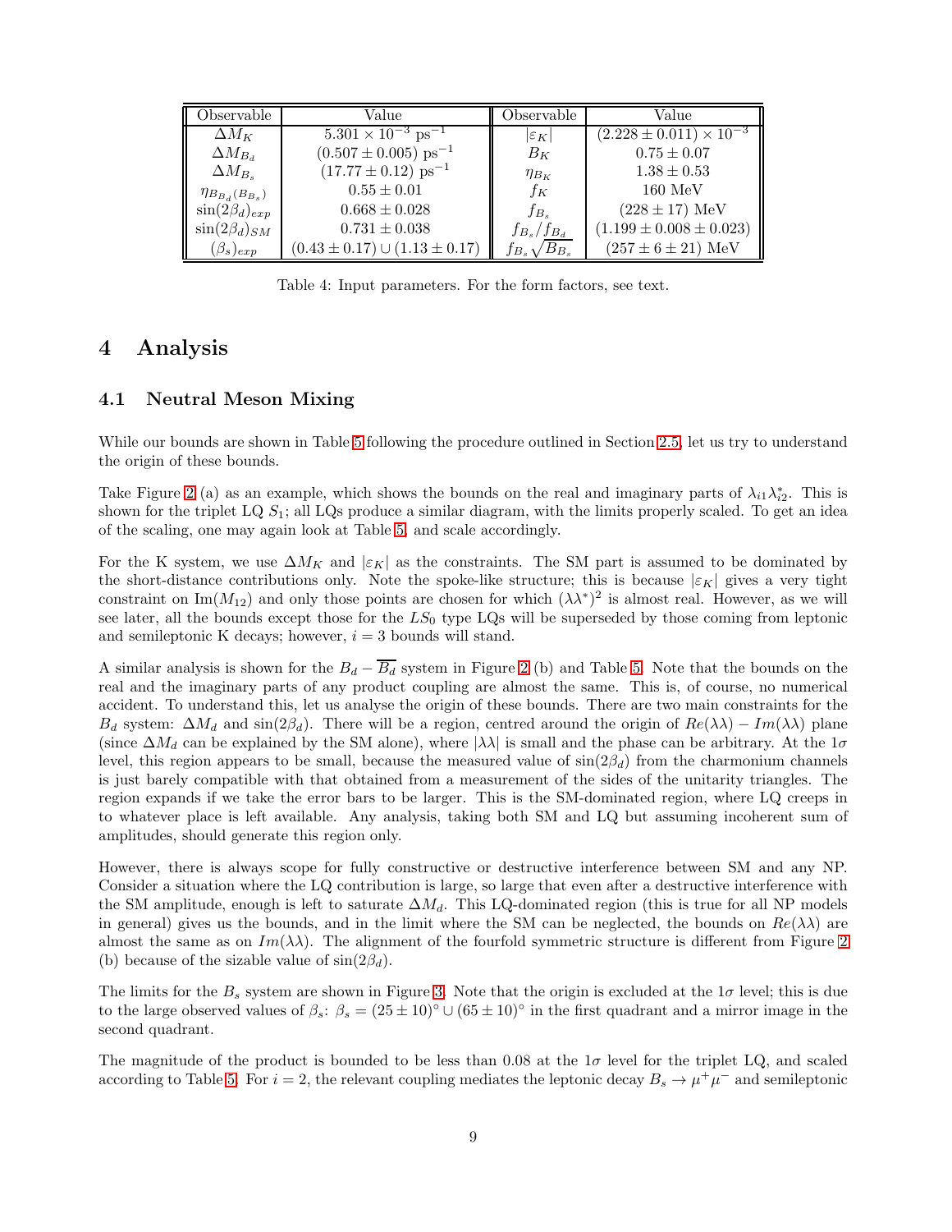| Observable | Value | Observable | Value |
|---|---|---|---|
| $\Delta M_K$ | $5.301 \times 10^{-3}$ ps$^{-1}$ | $\|\varepsilon_K\|$ | $(2.228 \pm 0.011) \times 10^{-3}$ |
| $\Delta M_{B_d}$ | $(0.507 \pm 0.005)$ ps$^{-1}$ | $B_K$ | $0.75 \pm 0.07$ |
| $\Delta M_{B_s}$ | $(17.77 \pm 0.12)$ ps$^{-1}$ | $\eta_{B_K}$ | $1.38 \pm 0.53$ |
| $\eta_{B_{B_d}(B_{B_s})}$ | $0.55 \pm 0.01$ | $f_K$ | 160 MeV |
| $\sin(2\beta_d)_{exp}$ | $0.668 \pm 0.028$ | $f_{B_s}$ | $(228 \pm 17)$ MeV |
| $\sin(2\beta_d)_{SM}$ | $0.731 \pm 0.038$ | $f_{B_s}/f_{B_d}$ | $(1.199 \pm 0.008 \pm 0.023)$ |
| $(\beta_s)_{exp}$ | $(0.43 \pm 0.17) \cup (1.13 \pm 0.17)$ | $f_{B_s}\sqrt{B_{B_s}}$ | $(257 \pm 6 \pm 21)$ MeV |

Table 4: Input parameters. For the form factors, see text.

# 4 Analysis

## 4.1 Neutral Meson Mixing

While our bounds are shown in Table 5 following the procedure outlined in Section 2.5, let us try to understand the origin of these bounds.

Take Figure 2 (a) as an example, which shows the bounds on the real and imaginary parts of $\lambda_{i1}\lambda_{i2}^*$. This is shown for the triplet LQ $S_1$; all LQs produce a similar diagram, with the limits properly scaled. To get an idea of the scaling, one may again look at Table 5, and scale accordingly.

For the K system, we use $\Delta M_K$ and $|\varepsilon_K|$ as the constraints. The SM part is assumed to be dominated by the short-distance contributions only. Note the spoke-like structure; this is because $|\varepsilon_K|$ gives a very tight constraint on $\text{Im}(M_{12})$ and only those points are chosen for which $(\lambda\lambda^*)^2$ is almost real. However, as we will see later, all the bounds except those for the $LS_0$ type LQs will be superseded by those coming from leptonic and semileptonic K decays; however, $i = 3$ bounds will stand.

A similar analysis is shown for the $B_d - \overline{B_d}$ system in Figure 2 (b) and Table 5. Note that the bounds on the real and the imaginary parts of any product coupling are almost the same. This is, of course, no numerical accident. To understand this, let us analyse the origin of these bounds. There are two main constraints for the $B_d$ system: $\Delta M_d$ and $\sin(2\beta_d)$. There will be a region, centred around the origin of $Re(\lambda\lambda) - Im(\lambda\lambda)$ plane (since $\Delta M_d$ can be explained by the SM alone), where $|\lambda\lambda|$ is small and the phase can be arbitrary. At the $1\sigma$ level, this region appears to be small, because the measured value of $\sin(2\beta_d)$ from the charmonium channels is just barely compatible with that obtained from a measurement of the sides of the unitarity triangles. The region expands if we take the error bars to be larger. This is the SM-dominated region, where LQ creeps in to whatever place is left available. Any analysis, taking both SM and LQ but assuming incoherent sum of amplitudes, should generate this region only.

However, there is always scope for fully constructive or destructive interference between SM and any NP. Consider a situation where the LQ contribution is large, so large that even after a destructive interference with the SM amplitude, enough is left to saturate $\Delta M_d$. This LQ-dominated region (this is true for all NP models in general) gives us the bounds, and in the limit where the SM can be neglected, the bounds on $Re(\lambda\lambda)$ are almost the same as on $Im(\lambda\lambda)$. The alignment of the fourfold symmetric structure is different from Figure 2 (b) because of the sizable value of $\sin(2\beta_d)$.

The limits for the $B_s$ system are shown in Figure 3. Note that the origin is excluded at the $1\sigma$ level; this is due to the large observed values of $\beta_s$: $\beta_s = (25 \pm 10)^\circ \cup (65 \pm 10)^\circ$ in the first quadrant and a mirror image in the second quadrant.

The magnitude of the product is bounded to be less than 0.08 at the $1\sigma$ level for the triplet LQ, and scaled according to Table 5. For $i = 2$, the relevant coupling mediates the leptonic decay $B_s \to \mu^+\mu^-$ and semileptonic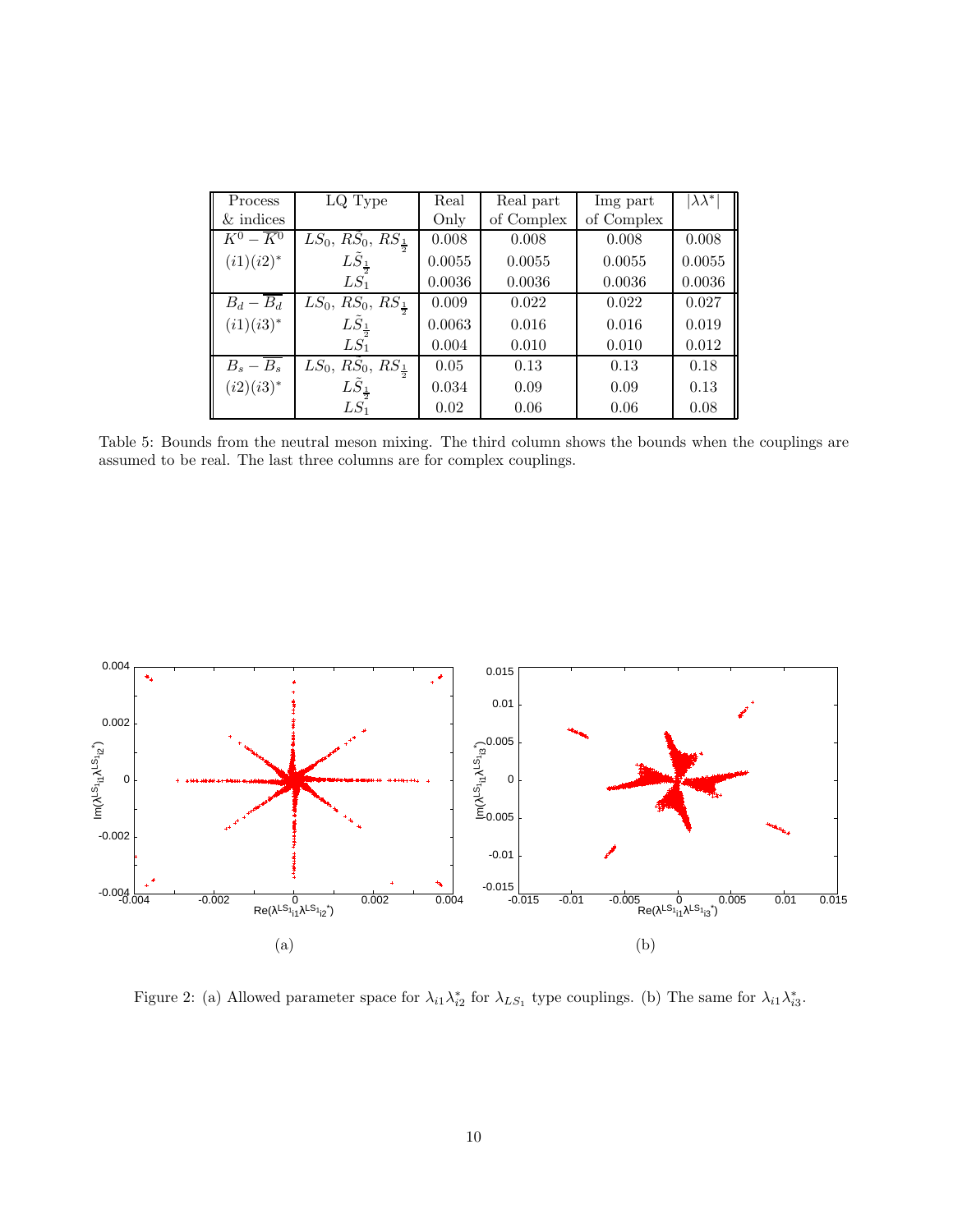| Process & indices | LQ Type | Real Only | Real part of Complex | Img part of Complex | $\vert\lambda\lambda^*\vert$ |
|---|---|---|---|---|---|
| $K^0-\overline{K^0}$ | $LS_0$, $R\tilde{S}_0$, $RS_{\frac{1}{2}}$ | 0.008 | 0.008 | 0.008 | 0.008 |
| $(i1)(i2)^*$ | $L\tilde{S}_{\frac{1}{2}}$ | 0.0055 | 0.0055 | 0.0055 | 0.0055 |
| | $LS_1$ | 0.0036 | 0.0036 | 0.0036 | 0.0036 |
| $B_d-\overline{B_d}$ | $LS_0$, $RS_0$, $RS_{\frac{1}{2}}$ | 0.009 | 0.022 | 0.022 | 0.027 |
| $(i1)(i3)^*$ | $L\tilde{S}_{\frac{1}{2}}$ | 0.0063 | 0.016 | 0.016 | 0.019 |
| | $LS_1$ | 0.004 | 0.010 | 0.010 | 0.012 |
| $B_s-\overline{B_s}$ | $LS_0$, $R\tilde{S}_0$, $RS_{\frac{1}{2}}$ | 0.05 | 0.13 | 0.13 | 0.18 |
| $(i2)(i3)^*$ | $L\tilde{S}_{\frac{1}{2}}$ | 0.034 | 0.09 | 0.09 | 0.13 |
| | $LS_1$ | 0.02 | 0.06 | 0.06 | 0.08 |

Table 5: Bounds from the neutral meson mixing. The third column shows the bounds when the couplings are assumed to be real. The last three columns are for complex couplings.

(a)

(b)

Figure 2: (a) Allowed parameter space for $\lambda_{i1}\lambda^*_{i2}$ for $\lambda_{LS_1}$ type couplings. (b) The same for $\lambda_{i1}\lambda^*_{i3}$.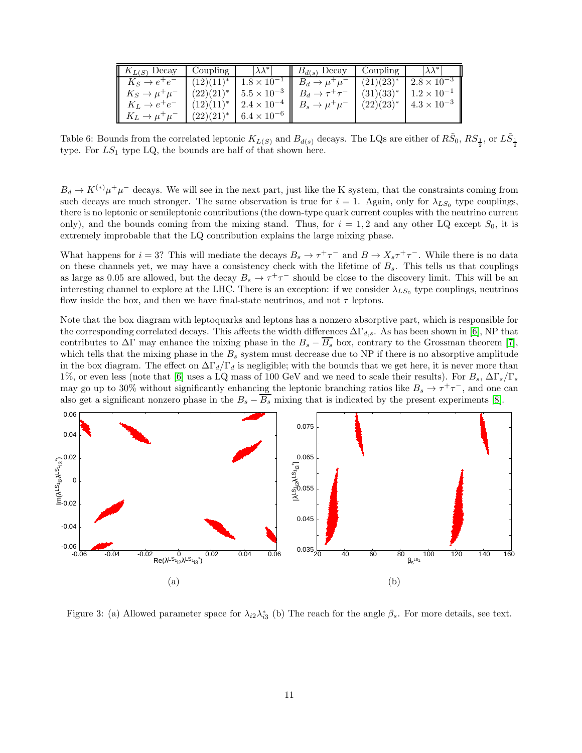| $K_{L(S)}$ Decay | Coupling | $\vert\lambda\lambda^*\vert$ | $B_{d(s)}$ Decay | Coupling | $\vert\lambda\lambda^*\vert$ |
|---|---|---|---|---|---|
| $K_S \to e^+e^-$ | $(12)(11)^*$ | $1.8 \times 10^{-1}$ | $B_d \to \mu^+\mu^-$ | $(21)(23)^*$ | $2.8 \times 10^{-3}$ |
| $K_S \to \mu^+\mu^-$ | $(22)(21)^*$ | $5.5 \times 10^{-3}$ | $B_d \to \tau^+\tau^-$ | $(31)(33)^*$ | $1.2 \times 10^{-1}$ |
| $K_L \to e^+e^-$ | $(12)(11)^*$ | $2.4 \times 10^{-4}$ | $B_s \to \mu^+\mu^-$ | $(22)(23)^*$ | $4.3 \times 10^{-3}$ |
| $K_L \to \mu^+\mu^-$ | $(22)(21)^*$ | $6.4 \times 10^{-6}$ | | | |

Table 6: Bounds from the correlated leptonic $K_{L(S)}$ and $B_{d(s)}$ decays. The LQs are either of $R\tilde{S}_0$, $RS_{\frac{1}{2}}$, or $L\tilde{S}_{\frac{1}{2}}$ type. For $LS_1$ type LQ, the bounds are half of that shown here.

$B_d \to K^{(*)}\mu^+\mu^-$ decays. We will see in the next part, just like the K system, that the constraints coming from such decays are much stronger. The same observation is true for $i = 1$. Again, only for $\lambda_{LS_0}$ type couplings, there is no leptonic or semileptonic contributions (the down-type quark current couples with the neutrino current only), and the bounds coming from the mixing stand. Thus, for $i = 1, 2$ and any other LQ except $S_0$, it is extremely improbable that the LQ contribution explains the large mixing phase.

What happens for $i = 3$? This will mediate the decays $B_s \to \tau^+\tau^-$ and $B \to X_s\tau^+\tau^-$. While there is no data on these channels yet, we may have a consistency check with the lifetime of $B_s$. This tells us that couplings as large as 0.05 are allowed, but the decay $B_s \to \tau^+\tau^-$ should be close to the discovery limit. This will be an interesting channel to explore at the LHC. There is an exception: if we consider $\lambda_{LS_0}$ type couplings, neutrinos flow inside the box, and then we have final-state neutrinos, and not $\tau$ leptons.

Note that the box diagram with leptoquarks and leptons has a nonzero absorptive part, which is responsible for the corresponding correlated decays. This affects the width differences $\Delta\Gamma_{d,s}$. As has been shown in [6], NP that contributes to $\Delta\Gamma$ may enhance the mixing phase in the $B_s - \overline{B_s}$ box, contrary to the Grossman theorem [7], which tells that the mixing phase in the $B_s$ system must decrease due to NP if there is no absorptive amplitude in the box diagram. The effect on $\Delta\Gamma_d/\Gamma_d$ is negligible; with the bounds that we get here, it is never more than 1%, or even less (note that [6] uses a LQ mass of 100 GeV and we need to scale their results). For $B_s$, $\Delta\Gamma_s/\Gamma_s$ may go up to 30% without significantly enhancing the leptonic branching ratios like $B_s \to \tau^+\tau^-$, and one can also get a significant nonzero phase in the $B_s - \overline{B_s}$ mixing that is indicated by the present experiments [8].

(a) (b)

Figure 3: (a) Allowed parameter space for $\lambda_{i2}\lambda_{i3}^*$ (b) The reach for the angle $\beta_s$. For more details, see text.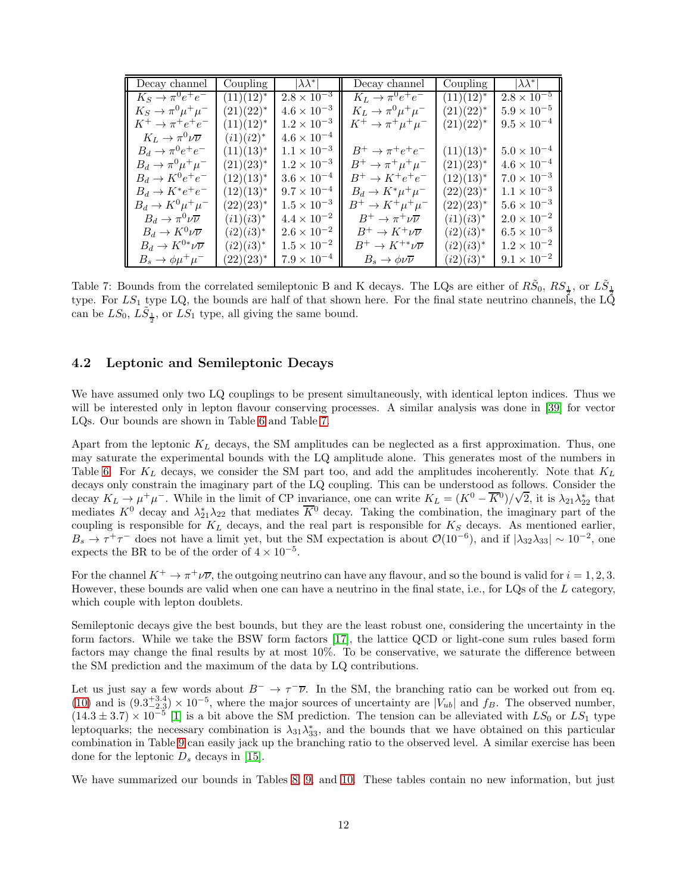| Decay channel | Coupling | $\lvert\lambda\lambda^*\rvert$ | Decay channel | Coupling | $\lvert\lambda\lambda^*\rvert$ |
|---|---|---|---|---|---|
| $K_S \to \pi^0 e^+ e^-$ | $(11)(12)^*$ | $2.8\times 10^{-3}$ | $K_L \to \pi^0 e^+ e^-$ | $(11)(12)^*$ | $2.8\times 10^{-5}$ |
| $K_S \to \pi^0 \mu^+ \mu^-$ | $(21)(22)^*$ | $4.6\times 10^{-3}$ | $K_L \to \pi^0 \mu^+ \mu^-$ | $(21)(22)^*$ | $5.9\times 10^{-5}$ |
| $K^+ \to \pi^+ e^+ e^-$ | $(11)(12)^*$ | $1.2\times 10^{-3}$ | $K^+ \to \pi^+ \mu^+ \mu^-$ | $(21)(22)^*$ | $9.5\times 10^{-4}$ |
| $K_L \to \pi^0 \nu\overline{\nu}$ | $(i1)(i2)^*$ | $4.6\times 10^{-4}$ | | | |
| $B_d \to \pi^0 e^+ e^-$ | $(11)(13)^*$ | $1.1\times 10^{-3}$ | $B^+ \to \pi^+ e^+ e^-$ | $(11)(13)^*$ | $5.0\times 10^{-4}$ |
| $B_d \to \pi^0 \mu^+ \mu^-$ | $(21)(23)^*$ | $1.2\times 10^{-3}$ | $B^+ \to \pi^+ \mu^+ \mu^-$ | $(21)(23)^*$ | $4.6\times 10^{-4}$ |
| $B_d \to K^0 e^+ e^-$ | $(12)(13)^*$ | $3.6\times 10^{-4}$ | $B^+ \to K^+ e^+ e^-$ | $(12)(13)^*$ | $7.0\times 10^{-3}$ |
| $B_d \to K^* e^+ e^-$ | $(12)(13)^*$ | $9.7\times 10^{-4}$ | $B_d \to K^* \mu^+ \mu^-$ | $(22)(23)^*$ | $1.1\times 10^{-3}$ |
| $B_d \to K^0 \mu^+ \mu^-$ | $(22)(23)^*$ | $1.5\times 10^{-3}$ | $B^+ \to K^+ \mu^+ \mu^-$ | $(22)(23)^*$ | $5.6\times 10^{-3}$ |
| $B_d \to \pi^0 \nu\overline{\nu}$ | $(i1)(i3)^*$ | $4.4\times 10^{-2}$ | $B^+ \to \pi^+ \nu\overline{\nu}$ | $(i1)(i3)^*$ | $2.0\times 10^{-2}$ |
| $B_d \to K^0 \nu\overline{\nu}$ | $(i2)(i3)^*$ | $2.6\times 10^{-2}$ | $B^+ \to K^+ \nu\overline{\nu}$ | $(i2)(i3)^*$ | $6.5\times 10^{-3}$ |
| $B_d \to K^{0*} \nu\overline{\nu}$ | $(i2)(i3)^*$ | $1.5\times 10^{-2}$ | $B^+ \to K^{+*} \nu\overline{\nu}$ | $(i2)(i3)^*$ | $1.2\times 10^{-2}$ |
| $B_s \to \phi \mu^+ \mu^-$ | $(22)(23)^*$ | $7.9\times 10^{-4}$ | $B_s \to \phi \nu\overline{\nu}$ | $(i2)(i3)^*$ | $9.1\times 10^{-2}$ |

Table 7: Bounds from the correlated semileptonic B and K decays. The LQs are either of $R\tilde{S}_0$, $RS_{\frac{1}{2}}$, or $L\tilde{S}_{\frac{1}{2}}$ type. For $LS_1$ type LQ, the bounds are half of that shown here. For the final state neutrino channels, the LQ can be $LS_0$, $L\tilde{S}_{\frac{1}{2}}$, or $LS_1$ type, all giving the same bound.

### 4.2 Leptonic and Semileptonic Decays

We have assumed only two LQ couplings to be present simultaneously, with identical lepton indices. Thus we will be interested only in lepton flavour conserving processes. A similar analysis was done in [39] for vector LQs. Our bounds are shown in Table 6 and Table 7.

Apart from the leptonic $K_L$ decays, the SM amplitudes can be neglected as a first approximation. Thus, one may saturate the experimental bounds with the LQ amplitude alone. This generates most of the numbers in Table 6. For $K_L$ decays, we consider the SM part too, and add the amplitudes incoherently. Note that $K_L$ decays only constrain the imaginary part of the LQ coupling. This can be understood as follows. Consider the decay $K_L \to \mu^+\mu^-$. While in the limit of CP invariance, one can write $K_L = (K^0 - \overline{K}^0)/\sqrt{2}$, it is $\lambda_{21}\lambda_{22}^*$ that mediates $K^0$ decay and $\lambda_{21}^*\lambda_{22}$ that mediates $\overline{K}^0$ decay. Taking the combination, the imaginary part of the coupling is responsible for $K_L$ decays, and the real part is responsible for $K_S$ decays. As mentioned earlier, $B_s \to \tau^+\tau^-$ does not have a limit yet, but the SM expectation is about $\mathcal{O}(10^{-6})$, and if $|\lambda_{32}\lambda_{33}| \sim 10^{-2}$, one expects the BR to be of the order of $4\times 10^{-5}$.

For the channel $K^+ \to \pi^+\nu\overline{\nu}$, the outgoing neutrino can have any flavour, and so the bound is valid for $i = 1, 2, 3$. However, these bounds are valid when one can have a neutrino in the final state, i.e., for LQs of the $L$ category, which couple with lepton doublets.

Semileptonic decays give the best bounds, but they are the least robust one, considering the uncertainty in the form factors. While we take the BSW form factors [17], the lattice QCD or light-cone sum rules based form factors may change the final results by at most 10%. To be conservative, we saturate the difference between the SM prediction and the maximum of the data by LQ contributions.

Let us just say a few words about $B^- \to \tau^-\overline{\nu}$. In the SM, the branching ratio can be worked out from eq. (10) and is $(9.3^{+3.4}_{-2.3})\times 10^{-5}$, where the major sources of uncertainty are $|V_{ub}|$ and $f_B$. The observed number, $(14.3 \pm 3.7)\times 10^{-5}$ [1] is a bit above the SM prediction. The tension can be alleviated with $LS_0$ or $LS_1$ type leptoquarks; the necessary combination is $\lambda_{31}\lambda_{33}^*$, and the bounds that we have obtained on this particular combination in Table 9 can easily jack up the branching ratio to the observed level. A similar exercise has been done for the leptonic $D_s$ decays in [15].

We have summarized our bounds in Tables 8, 9, and 10. These tables contain no new information, but just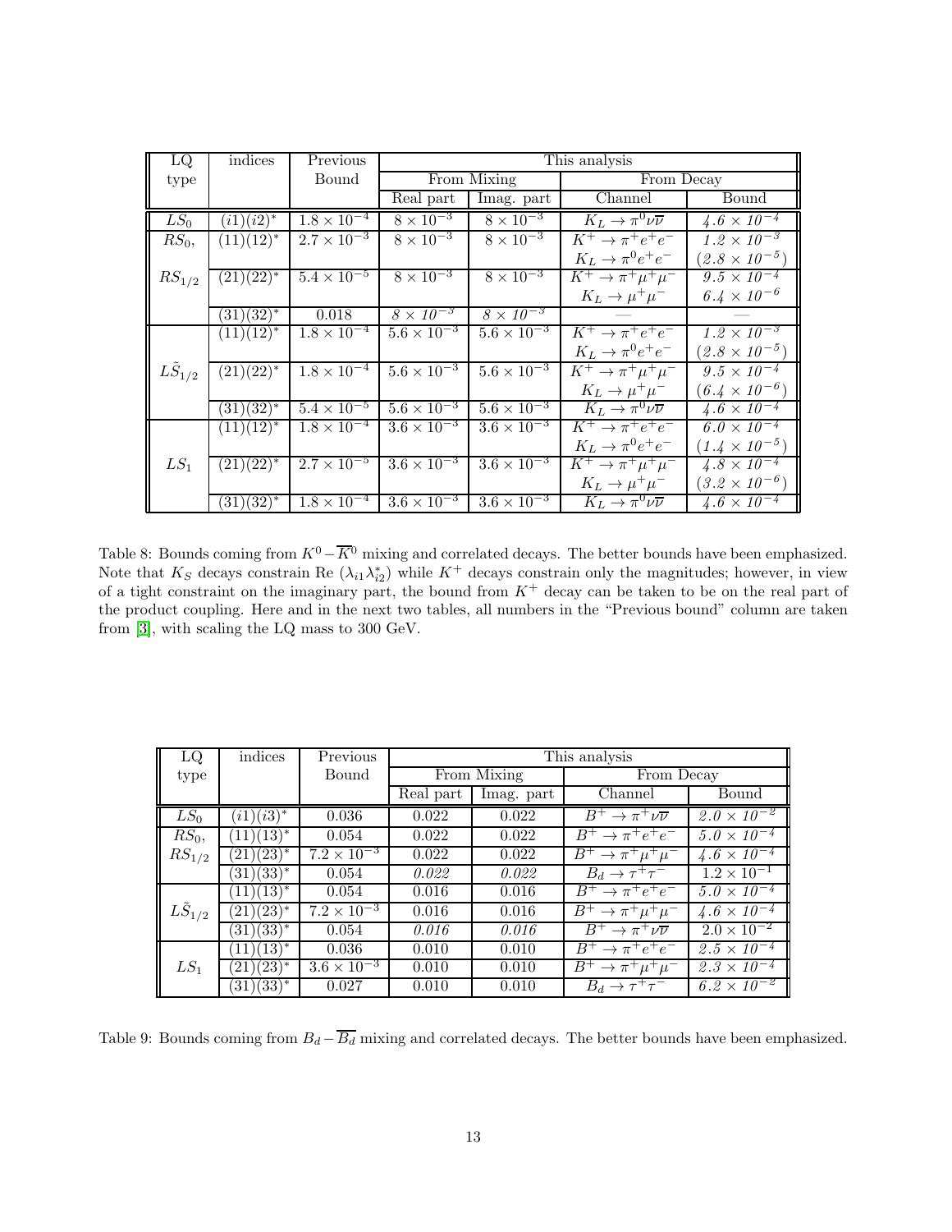| LQ type | indices | Previous Bound | This analysis | | | |
|---|---|---|---|---|---|---|
| | | | From Mixing | | From Decay | |
| | | | Real part | Imag. part | Channel | Bound |
| $LS_0$ | $(i1)(i2)^*$ | $1.8 \times 10^{-4}$ | $8 \times 10^{-3}$ | $8 \times 10^{-3}$ | $K_L \to \pi^0 \nu\overline{\nu}$ | *$4.6 \times 10^{-4}$* |
| $RS_0$, $RS_{1/2}$ | $(11)(12)^*$ | $2.7 \times 10^{-3}$ | $8 \times 10^{-3}$ | $8 \times 10^{-3}$ | $K^+ \to \pi^+ e^+ e^-$ | *$1.2 \times 10^{-3}$* |
| | | | | | $K_L \to \pi^0 e^+ e^-$ | *$(2.8 \times 10^{-5})$* |
| | $(21)(22)^*$ | $5.4 \times 10^{-5}$ | $8 \times 10^{-3}$ | $8 \times 10^{-3}$ | $K^+ \to \pi^+ \mu^+ \mu^-$ | *$9.5 \times 10^{-4}$* |
| | | | | | $K_L \to \mu^+ \mu^-$ | *$6.4 \times 10^{-6}$* |
| | $(31)(32)^*$ | 0.018 | *$8 \times 10^{-3}$* | *$8 \times 10^{-3}$* | — | — |
| $L\tilde{S}_{1/2}$ | $(11)(12)^*$ | $1.8 \times 10^{-4}$ | $5.6 \times 10^{-3}$ | $5.6 \times 10^{-3}$ | $K^+ \to \pi^+ e^+ e^-$ | *$1.2 \times 10^{-3}$* |
| | | | | | $K_L \to \pi^0 e^+ e^-$ | *$(2.8 \times 10^{-5})$* |
| | $(21)(22)^*$ | $1.8 \times 10^{-4}$ | $5.6 \times 10^{-3}$ | $5.6 \times 10^{-3}$ | $K^+ \to \pi^+ \mu^+ \mu^-$ | *$9.5 \times 10^{-4}$* |
| | | | | | $K_L \to \mu^+ \mu^-$ | *$(6.4 \times 10^{-6})$* |
| | $(31)(32)^*$ | $5.4 \times 10^{-5}$ | $5.6 \times 10^{-3}$ | $5.6 \times 10^{-3}$ | $K_L \to \pi^0 \nu\overline{\nu}$ | *$4.6 \times 10^{-4}$* |
| $LS_1$ | $(11)(12)^*$ | $1.8 \times 10^{-4}$ | $3.6 \times 10^{-3}$ | $3.6 \times 10^{-3}$ | $K^+ \to \pi^+ e^+ e^-$ | *$6.0 \times 10^{-4}$* |
| | | | | | $K_L \to \pi^0 e^+ e^-$ | *$(1.4 \times 10^{-5})$* |
| | $(21)(22)^*$ | $2.7 \times 10^{-5}$ | $3.6 \times 10^{-3}$ | $3.6 \times 10^{-3}$ | $K^+ \to \pi^+ \mu^+ \mu^-$ | *$4.8 \times 10^{-4}$* |
| | | | | | $K_L \to \mu^+ \mu^-$ | *$(3.2 \times 10^{-6})$* |
| | $(31)(32)^*$ | $1.8 \times 10^{-4}$ | $3.6 \times 10^{-3}$ | $3.6 \times 10^{-3}$ | $K_L \to \pi^0 \nu\overline{\nu}$ | *$4.6 \times 10^{-4}$* |

Table 8: Bounds coming from $K^0 - \overline{K}^0$ mixing and correlated decays. The better bounds have been emphasized. Note that $K_S$ decays constrain Re $(\lambda_{i1}\lambda_{i2}^*)$ while $K^+$ decays constrain only the magnitudes; however, in view of a tight constraint on the imaginary part, the bound from $K^+$ decay can be taken to be on the real part of the product coupling. Here and in the next two tables, all numbers in the "Previous bound" column are taken from [3], with scaling the LQ mass to 300 GeV.

| LQ type | indices | Previous Bound | This analysis | | | |
|---|---|---|---|---|---|---|
| | | | From Mixing | | From Decay | |
| | | | Real part | Imag. part | Channel | Bound |
| $LS_0$ | $(i1)(i3)^*$ | 0.036 | 0.022 | 0.022 | $B^+ \to \pi^+ \nu\overline{\nu}$ | *$2.0 \times 10^{-2}$* |
| $RS_0$, $RS_{1/2}$ | $(11)(13)^*$ | 0.054 | 0.022 | 0.022 | $B^+ \to \pi^+ e^+ e^-$ | *$5.0 \times 10^{-4}$* |
| | $(21)(23)^*$ | $7.2 \times 10^{-3}$ | 0.022 | 0.022 | $B^+ \to \pi^+ \mu^+ \mu^-$ | *$4.6 \times 10^{-4}$* |
| | $(31)(33)^*$ | 0.054 | *0.022* | *0.022* | $B_d \to \tau^+ \tau^-$ | $1.2 \times 10^{-1}$ |
| $L\tilde{S}_{1/2}$ | $(11)(13)^*$ | 0.054 | 0.016 | 0.016 | $B^+ \to \pi^+ e^+ e^-$ | *$5.0 \times 10^{-4}$* |
| | $(21)(23)^*$ | $7.2 \times 10^{-3}$ | 0.016 | 0.016 | $B^+ \to \pi^+ \mu^+ \mu^-$ | *$4.6 \times 10^{-4}$* |
| | $(31)(33)^*$ | 0.054 | *0.016* | *0.016* | $B^+ \to \pi^+ \nu\overline{\nu}$ | $2.0 \times 10^{-2}$ |
| $LS_1$ | $(11)(13)^*$ | 0.036 | 0.010 | 0.010 | $B^+ \to \pi^+ e^+ e^-$ | *$2.5 \times 10^{-4}$* |
| | $(21)(23)^*$ | $3.6 \times 10^{-3}$ | 0.010 | 0.010 | $B^+ \to \pi^+ \mu^+ \mu^-$ | *$2.3 \times 10^{-4}$* |
| | $(31)(33)^*$ | 0.027 | 0.010 | 0.010 | $B_d \to \tau^+ \tau^-$ | *$6.2 \times 10^{-2}$* |

Table 9: Bounds coming from $B_d - \overline{B_d}$ mixing and correlated decays. The better bounds have been emphasized.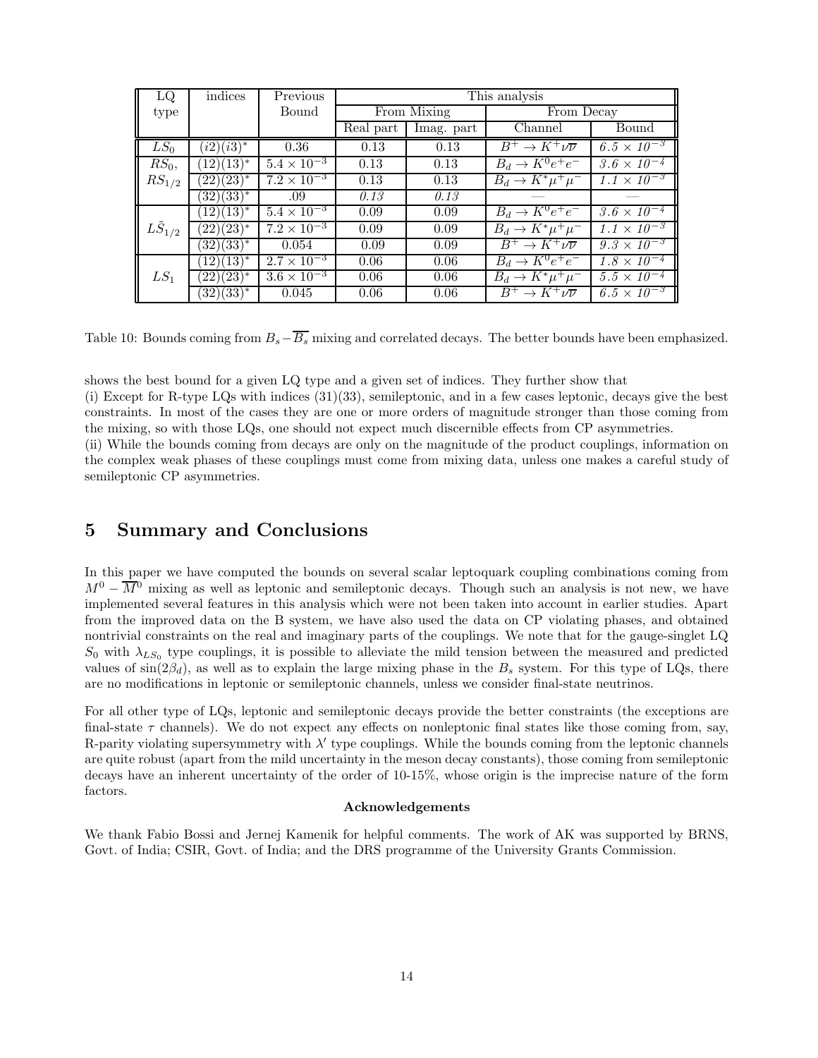| LQ type | indices | Previous Bound | This analysis | | | |
|---|---|---|---|---|---|---|
| | | | From Mixing | | From Decay | |
| | | | Real part | Imag. part | Channel | Bound |
| $LS_0$ | $(i2)(i3)^*$ | 0.36 | 0.13 | 0.13 | $B^+ \to K^+ \nu\overline{\nu}$ | *$6.5 \times 10^{-3}$* |
| $RS_0$, $RS_{1/2}$ | $(12)(13)^*$ | $5.4 \times 10^{-3}$ | 0.13 | 0.13 | $B_d \to K^0 e^+ e^-$ | *$3.6 \times 10^{-4}$* |
| | $(22)(23)^*$ | $7.2 \times 10^{-3}$ | 0.13 | 0.13 | $B_d \to K^* \mu^+ \mu^-$ | *$1.1 \times 10^{-3}$* |
| | $(32)(33)^*$ | .09 | *0.13* | *0.13* | — | — |
| $L\tilde{S}_{1/2}$ | $(12)(13)^*$ | $5.4 \times 10^{-3}$ | 0.09 | 0.09 | $B_d \to K^0 e^+ e^-$ | *$3.6 \times 10^{-4}$* |
| | $(22)(23)^*$ | $7.2 \times 10^{-3}$ | 0.09 | 0.09 | $B_d \to K^* \mu^+ \mu^-$ | *$1.1 \times 10^{-3}$* |
| | $(32)(33)^*$ | 0.054 | 0.09 | 0.09 | $B^+ \to K^+ \nu\overline{\nu}$ | *$9.3 \times 10^{-3}$* |
| $LS_1$ | $(12)(13)^*$ | $2.7 \times 10^{-3}$ | 0.06 | 0.06 | $B_d \to K^0 e^+ e^-$ | *$1.8 \times 10^{-4}$* |
| | $(22)(23)^*$ | $3.6 \times 10^{-3}$ | 0.06 | 0.06 | $B_d \to K^* \mu^+ \mu^-$ | *$5.5 \times 10^{-4}$* |
| | $(32)(33)^*$ | 0.045 | 0.06 | 0.06 | $B^+ \to K^+ \nu\overline{\nu}$ | *$6.5 \times 10^{-3}$* |

Table 10: Bounds coming from $B_s - \overline{B_s}$ mixing and correlated decays. The better bounds have been emphasized.

shows the best bound for a given LQ type and a given set of indices. They further show that

(i) Except for R-type LQs with indices (31)(33), semileptonic, and in a few cases leptonic, decays give the best constraints. In most of the cases they are one or more orders of magnitude stronger than those coming from the mixing, so with those LQs, one should not expect much discernible effects from CP asymmetries.

(ii) While the bounds coming from decays are only on the magnitude of the product couplings, information on the complex weak phases of these couplings must come from mixing data, unless one makes a careful study of semileptonic CP asymmetries.

# 5 Summary and Conclusions

In this paper we have computed the bounds on several scalar leptoquark coupling combinations coming from $M^0 - \overline{M}^0$ mixing as well as leptonic and semileptonic decays. Though such an analysis is not new, we have implemented several features in this analysis which were not been taken into account in earlier studies. Apart from the improved data on the B system, we have also used the data on CP violating phases, and obtained nontrivial constraints on the real and imaginary parts of the couplings. We note that for the gauge-singlet LQ $S_0$ with $\lambda_{LS_0}$ type couplings, it is possible to alleviate the mild tension between the measured and predicted values of $\sin(2\beta_d)$, as well as to explain the large mixing phase in the $B_s$ system. For this type of LQs, there are no modifications in leptonic or semileptonic channels, unless we consider final-state neutrinos.

For all other type of LQs, leptonic and semileptonic decays provide the better constraints (the exceptions are final-state $\tau$ channels). We do not expect any effects on nonleptonic final states like those coming from, say, R-parity violating supersymmetry with $\lambda'$ type couplings. While the bounds coming from the leptonic channels are quite robust (apart from the mild uncertainty in the meson decay constants), those coming from semileptonic decays have an inherent uncertainty of the order of 10-15%, whose origin is the imprecise nature of the form factors.

**Acknowledgements**

We thank Fabio Bossi and Jernej Kamenik for helpful comments. The work of AK was supported by BRNS, Govt. of India; CSIR, Govt. of India; and the DRS programme of the University Grants Commission.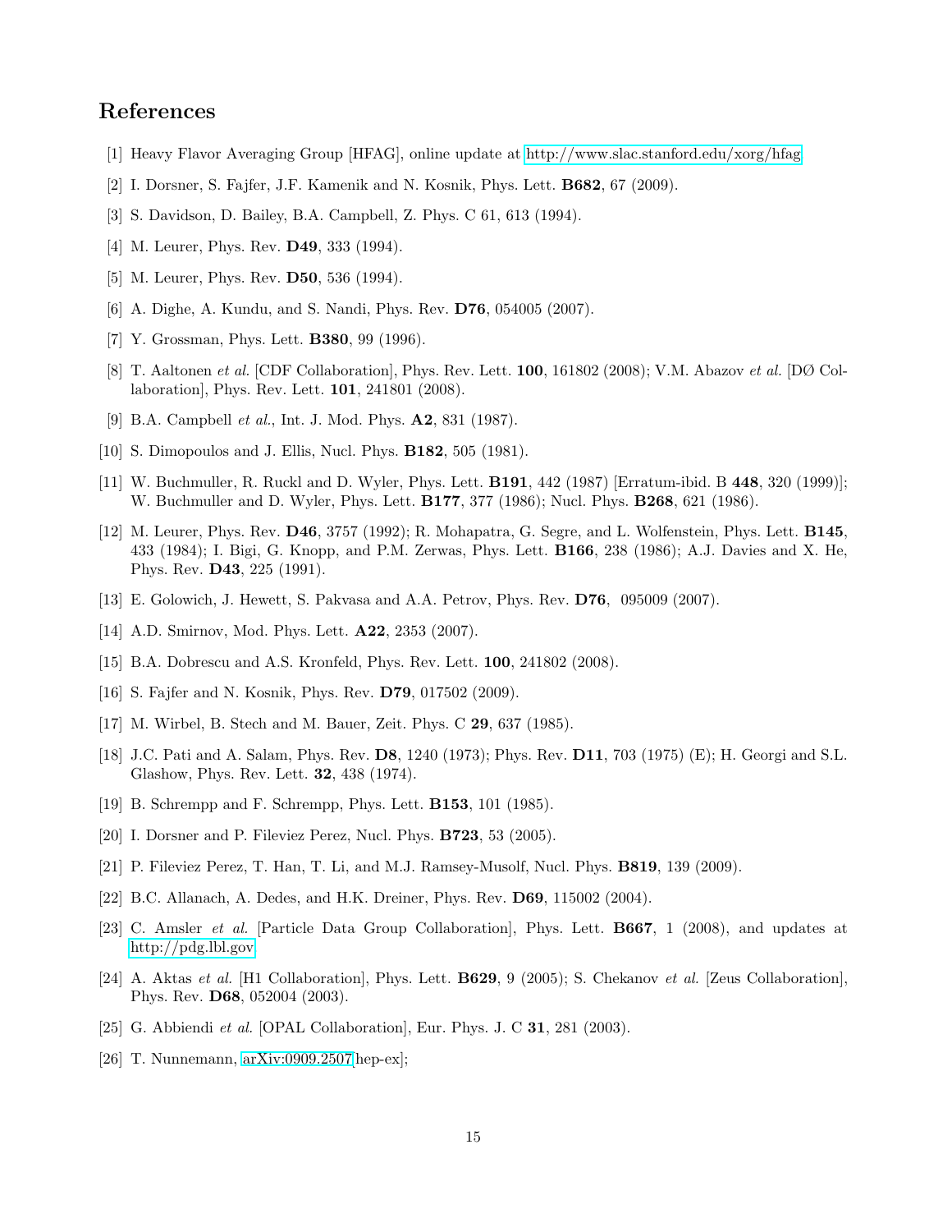## References

[1] Heavy Flavor Averaging Group [HFAG], online update at http://www.slac.stanford.edu/xorg/hfag

[2] I. Dorsner, S. Fajfer, J.F. Kamenik and N. Kosnik, Phys. Lett. **B682**, 67 (2009).

[3] S. Davidson, D. Bailey, B.A. Campbell, Z. Phys. C 61, 613 (1994).

[4] M. Leurer, Phys. Rev. **D49**, 333 (1994).

[5] M. Leurer, Phys. Rev. **D50**, 536 (1994).

[6] A. Dighe, A. Kundu, and S. Nandi, Phys. Rev. **D76**, 054005 (2007).

[7] Y. Grossman, Phys. Lett. **B380**, 99 (1996).

[8] T. Aaltonen *et al.* [CDF Collaboration], Phys. Rev. Lett. **100**, 161802 (2008); V.M. Abazov *et al.* [DØ Collaboration], Phys. Rev. Lett. **101**, 241801 (2008).

[9] B.A. Campbell *et al.*, Int. J. Mod. Phys. **A2**, 831 (1987).

[10] S. Dimopoulos and J. Ellis, Nucl. Phys. **B182**, 505 (1981).

[11] W. Buchmuller, R. Ruckl and D. Wyler, Phys. Lett. **B191**, 442 (1987) [Erratum-ibid. B **448**, 320 (1999)]; W. Buchmuller and D. Wyler, Phys. Lett. **B177**, 377 (1986); Nucl. Phys. **B268**, 621 (1986).

[12] M. Leurer, Phys. Rev. **D46**, 3757 (1992); R. Mohapatra, G. Segre, and L. Wolfenstein, Phys. Lett. **B145**, 433 (1984); I. Bigi, G. Knopp, and P.M. Zerwas, Phys. Lett. **B166**, 238 (1986); A.J. Davies and X. He, Phys. Rev. **D43**, 225 (1991).

[13] E. Golowich, J. Hewett, S. Pakvasa and A.A. Petrov, Phys. Rev. **D76**, 095009 (2007).

[14] A.D. Smirnov, Mod. Phys. Lett. **A22**, 2353 (2007).

[15] B.A. Dobrescu and A.S. Kronfeld, Phys. Rev. Lett. **100**, 241802 (2008).

[16] S. Fajfer and N. Kosnik, Phys. Rev. **D79**, 017502 (2009).

[17] M. Wirbel, B. Stech and M. Bauer, Zeit. Phys. C **29**, 637 (1985).

[18] J.C. Pati and A. Salam, Phys. Rev. **D8**, 1240 (1973); Phys. Rev. **D11**, 703 (1975) (E); H. Georgi and S.L. Glashow, Phys. Rev. Lett. **32**, 438 (1974).

[19] B. Schrempp and F. Schrempp, Phys. Lett. **B153**, 101 (1985).

[20] I. Dorsner and P. Fileviez Perez, Nucl. Phys. **B723**, 53 (2005).

[21] P. Fileviez Perez, T. Han, T. Li, and M.J. Ramsey-Musolf, Nucl. Phys. **B819**, 139 (2009).

[22] B.C. Allanach, A. Dedes, and H.K. Dreiner, Phys. Rev. **D69**, 115002 (2004).

[23] C. Amsler *et al.* [Particle Data Group Collaboration], Phys. Lett. **B667**, 1 (2008), and updates at http://pdg.lbl.gov

[24] A. Aktas *et al.* [H1 Collaboration], Phys. Lett. **B629**, 9 (2005); S. Chekanov *et al.* [Zeus Collaboration], Phys. Rev. **D68**, 052004 (2003).

[25] G. Abbiendi *et al.* [OPAL Collaboration], Eur. Phys. J. C **31**, 281 (2003).

[26] T. Nunnemann, arXiv:0909.2507[hep-ex];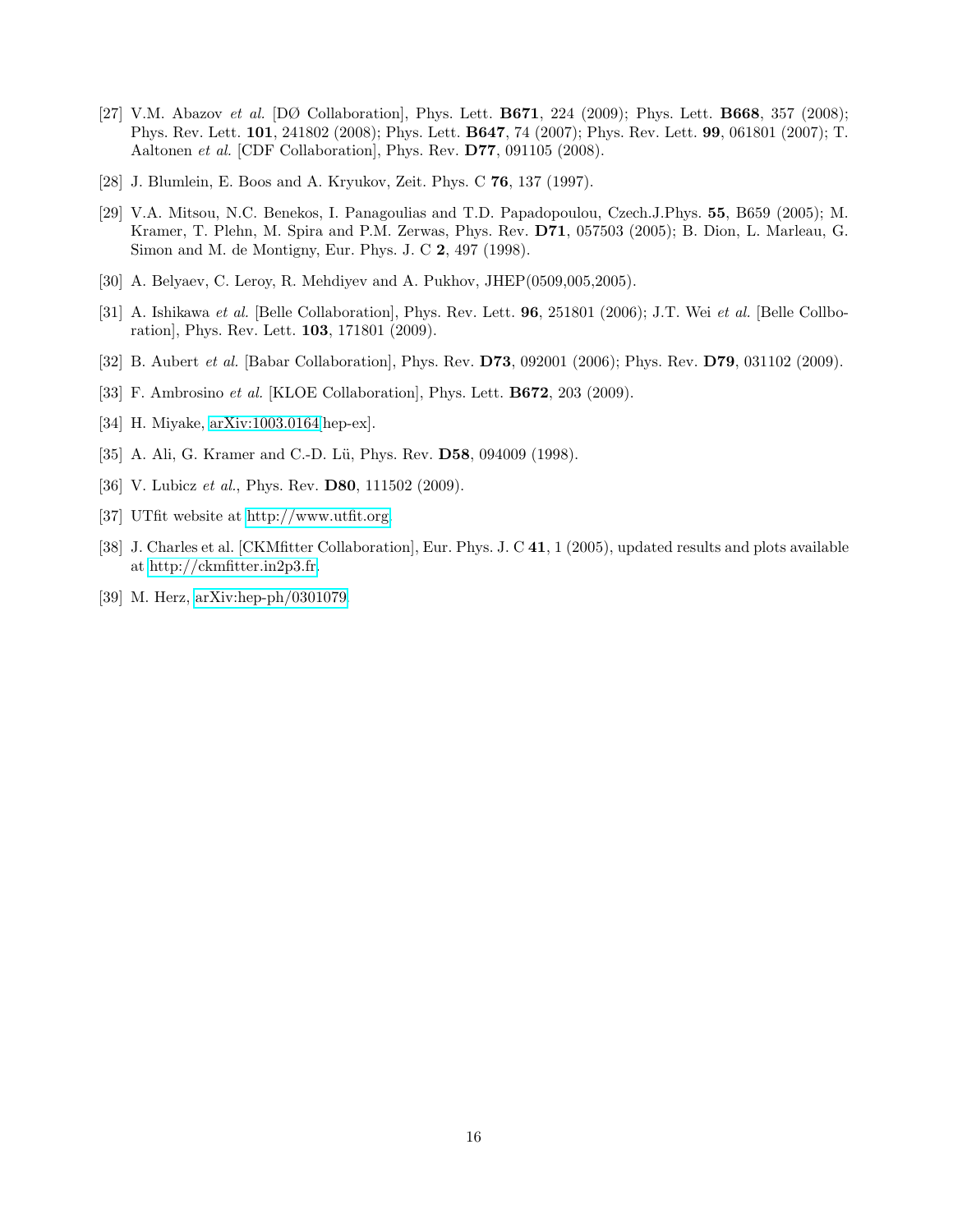[27] V.M. Abazov *et al.* [DØ Collaboration], Phys. Lett. **B671**, 224 (2009); Phys. Lett. **B668**, 357 (2008); Phys. Rev. Lett. **101**, 241802 (2008); Phys. Lett. **B647**, 74 (2007); Phys. Rev. Lett. **99**, 061801 (2007); T. Aaltonen *et al.* [CDF Collaboration], Phys. Rev. **D77**, 091105 (2008).

[28] J. Blumlein, E. Boos and A. Kryukov, Zeit. Phys. C **76**, 137 (1997).

[29] V.A. Mitsou, N.C. Benekos, I. Panagoulias and T.D. Papadopoulou, Czech.J.Phys. **55**, B659 (2005); M. Kramer, T. Plehn, M. Spira and P.M. Zerwas, Phys. Rev. **D71**, 057503 (2005); B. Dion, L. Marleau, G. Simon and M. de Montigny, Eur. Phys. J. C **2**, 497 (1998).

[30] A. Belyaev, C. Leroy, R. Mehdiyev and A. Pukhov, JHEP(0509,005,2005).

[31] A. Ishikawa *et al.* [Belle Collaboration], Phys. Rev. Lett. **96**, 251801 (2006); J.T. Wei *et al.* [Belle Collboration], Phys. Rev. Lett. **103**, 171801 (2009).

[32] B. Aubert *et al.* [Babar Collaboration], Phys. Rev. **D73**, 092001 (2006); Phys. Rev. **D79**, 031102 (2009).

[33] F. Ambrosino *et al.* [KLOE Collaboration], Phys. Lett. **B672**, 203 (2009).

[34] H. Miyake, arXiv:1003.0164[hep-ex].

[35] A. Ali, G. Kramer and C.-D. Lü, Phys. Rev. **D58**, 094009 (1998).

[36] V. Lubicz *et al.*, Phys. Rev. **D80**, 111502 (2009).

[37] UTfit website at http://www.utfit.org.

[38] J. Charles et al. [CKMfitter Collaboration], Eur. Phys. J. C **41**, 1 (2005), updated results and plots available at http://ckmfitter.in2p3.fr.

[39] M. Herz, arXiv:hep-ph/0301079.